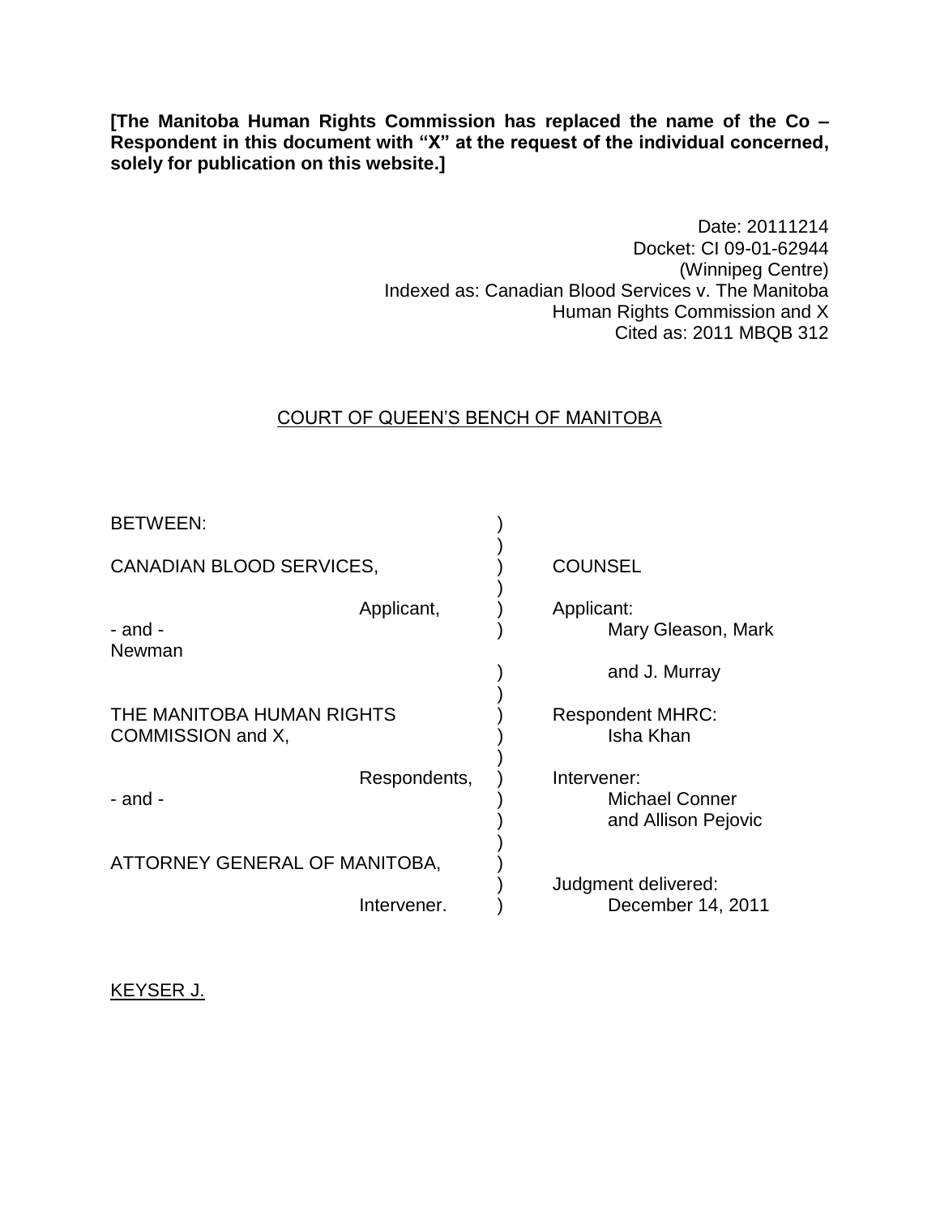**[The Manitoba Human Rights Commission has replaced the name of the Co – Respondent in this document with "X" at the request of the individual concerned, solely for publication on this website.]**

Date: 20111214
Docket: CI 09-01-62944
(Winnipeg Centre)
Indexed as: Canadian Blood Services v. The Manitoba Human Rights Commission and X
Cited as: 2011 MBQB 312

COURT OF QUEEN'S BENCH OF MANITOBA

| | |
|---|---|
| BETWEEN: | |
| CANADIAN BLOOD SERVICES, | COUNSEL |
| Applicant, | Applicant: Mary Gleason, Mark Newman and J. Murray |
| - and - | |
| THE MANITOBA HUMAN RIGHTS COMMISSION and X, | Respondent MHRC: Isha Khan |
| Respondents, | Intervener: Michael Conner and Allison Pejovic |
| - and - | |
| ATTORNEY GENERAL OF MANITOBA, | |
| Intervener. | Judgment delivered: December 14, 2011 |

KEYSER J.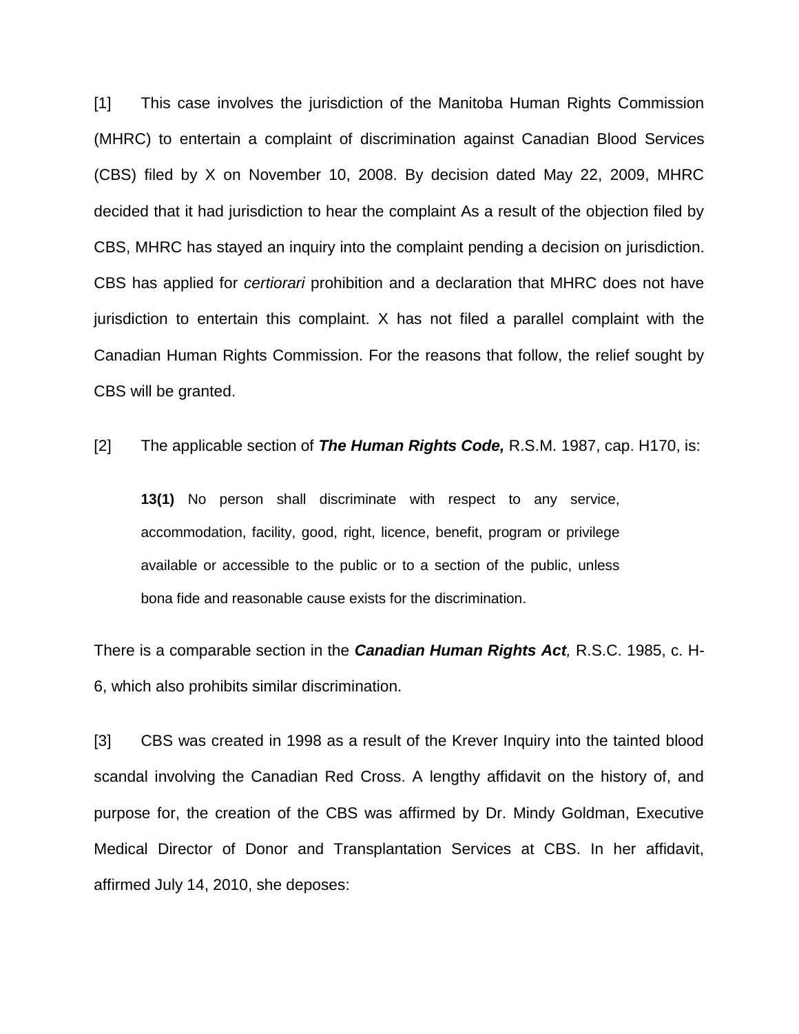[1] This case involves the jurisdiction of the Manitoba Human Rights Commission (MHRC) to entertain a complaint of discrimination against Canadian Blood Services (CBS) filed by X on November 10, 2008. By decision dated May 22, 2009, MHRC decided that it had jurisdiction to hear the complaint As a result of the objection filed by CBS, MHRC has stayed an inquiry into the complaint pending a decision on jurisdiction. CBS has applied for *certiorari* prohibition and a declaration that MHRC does not have jurisdiction to entertain this complaint. X has not filed a parallel complaint with the Canadian Human Rights Commission. For the reasons that follow, the relief sought by CBS will be granted.

[2] The applicable section of ***The Human Rights Code,*** R.S.M. 1987, cap. H170, is:

> **13(1)** No person shall discriminate with respect to any service, accommodation, facility, good, right, licence, benefit, program or privilege available or accessible to the public or to a section of the public, unless bona fide and reasonable cause exists for the discrimination.

There is a comparable section in the ***Canadian Human Rights Act****,* R.S.C. 1985, c. H-6, which also prohibits similar discrimination.

[3] CBS was created in 1998 as a result of the Krever Inquiry into the tainted blood scandal involving the Canadian Red Cross. A lengthy affidavit on the history of, and purpose for, the creation of the CBS was affirmed by Dr. Mindy Goldman, Executive Medical Director of Donor and Transplantation Services at CBS. In her affidavit, affirmed July 14, 2010, she deposes: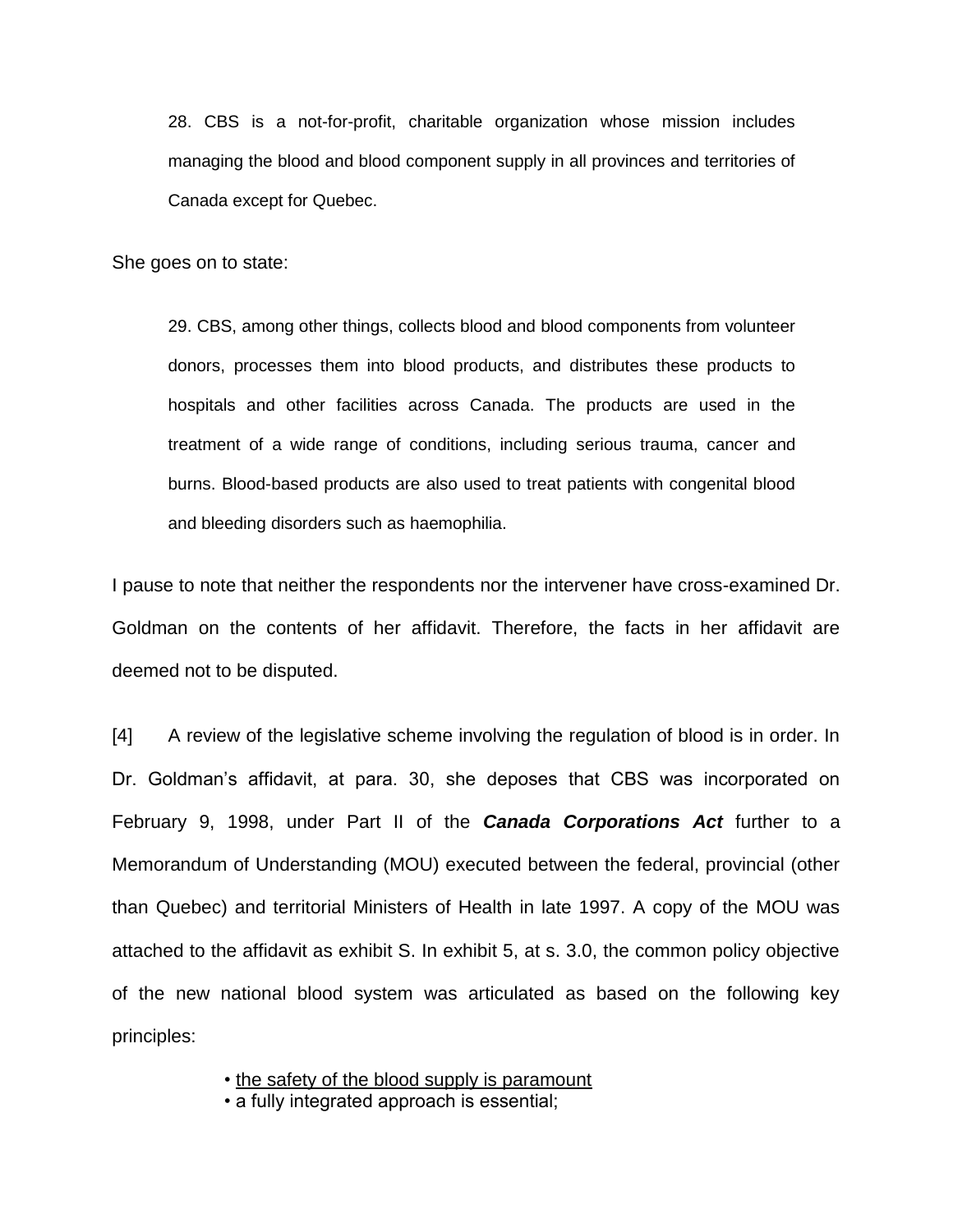> 28. CBS is a not-for-profit, charitable organization whose mission includes managing the blood and blood component supply in all provinces and territories of Canada except for Quebec.

She goes on to state:

> 29. CBS, among other things, collects blood and blood components from volunteer donors, processes them into blood products, and distributes these products to hospitals and other facilities across Canada. The products are used in the treatment of a wide range of conditions, including serious trauma, cancer and burns. Blood-based products are also used to treat patients with congenital blood and bleeding disorders such as haemophilia.

I pause to note that neither the respondents nor the intervener have cross-examined Dr. Goldman on the contents of her affidavit. Therefore, the facts in her affidavit are deemed not to be disputed.

[4] A review of the legislative scheme involving the regulation of blood is in order. In Dr. Goldman's affidavit, at para. 30, she deposes that CBS was incorporated on February 9, 1998, under Part II of the ***Canada Corporations Act*** further to a Memorandum of Understanding (MOU) executed between the federal, provincial (other than Quebec) and territorial Ministers of Health in late 1997. A copy of the MOU was attached to the affidavit as exhibit S. In exhibit 5, at s. 3.0, the common policy objective of the new national blood system was articulated as based on the following key principles:

- <u>the safety of the blood supply is paramount</u>
- a fully integrated approach is essential;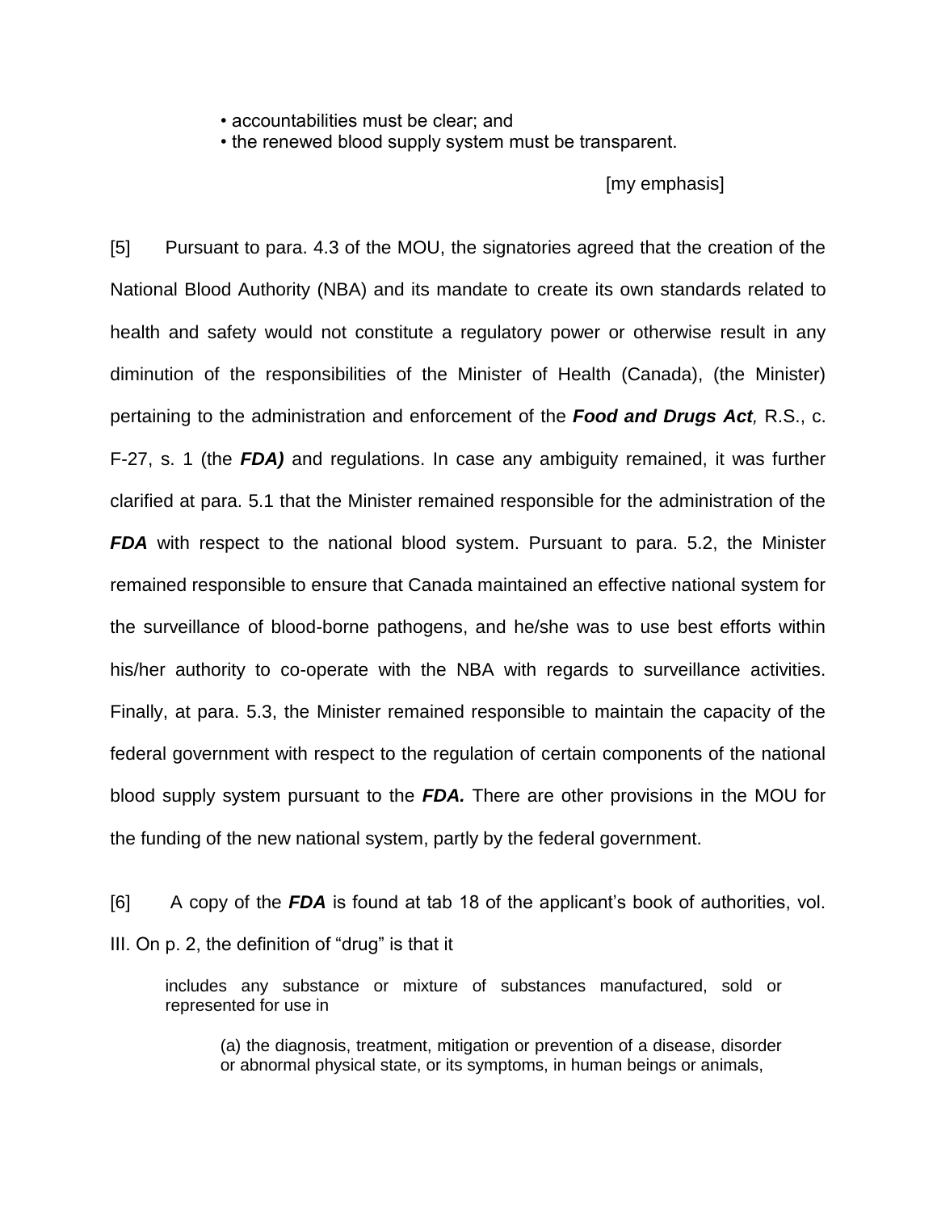• accountabilities must be clear; and
• the renewed blood supply system must be transparent.

[my emphasis]

[5] Pursuant to para. 4.3 of the MOU, the signatories agreed that the creation of the National Blood Authority (NBA) and its mandate to create its own standards related to health and safety would not constitute a regulatory power or otherwise result in any diminution of the responsibilities of the Minister of Health (Canada), (the Minister) pertaining to the administration and enforcement of the ***Food and Drugs Act,*** R.S., c. F-27, s. 1 (the ***FDA)*** and regulations. In case any ambiguity remained, it was further clarified at para. 5.1 that the Minister remained responsible for the administration of the ***FDA*** with respect to the national blood system. Pursuant to para. 5.2, the Minister remained responsible to ensure that Canada maintained an effective national system for the surveillance of blood-borne pathogens, and he/she was to use best efforts within his/her authority to co-operate with the NBA with regards to surveillance activities. Finally, at para. 5.3, the Minister remained responsible to maintain the capacity of the federal government with respect to the regulation of certain components of the national blood supply system pursuant to the ***FDA.*** There are other provisions in the MOU for the funding of the new national system, partly by the federal government.

[6] A copy of the ***FDA*** is found at tab 18 of the applicant's book of authorities, vol. III. On p. 2, the definition of "drug" is that it

> includes any substance or mixture of substances manufactured, sold or represented for use in
>
> > (a) the diagnosis, treatment, mitigation or prevention of a disease, disorder or abnormal physical state, or its symptoms, in human beings or animals,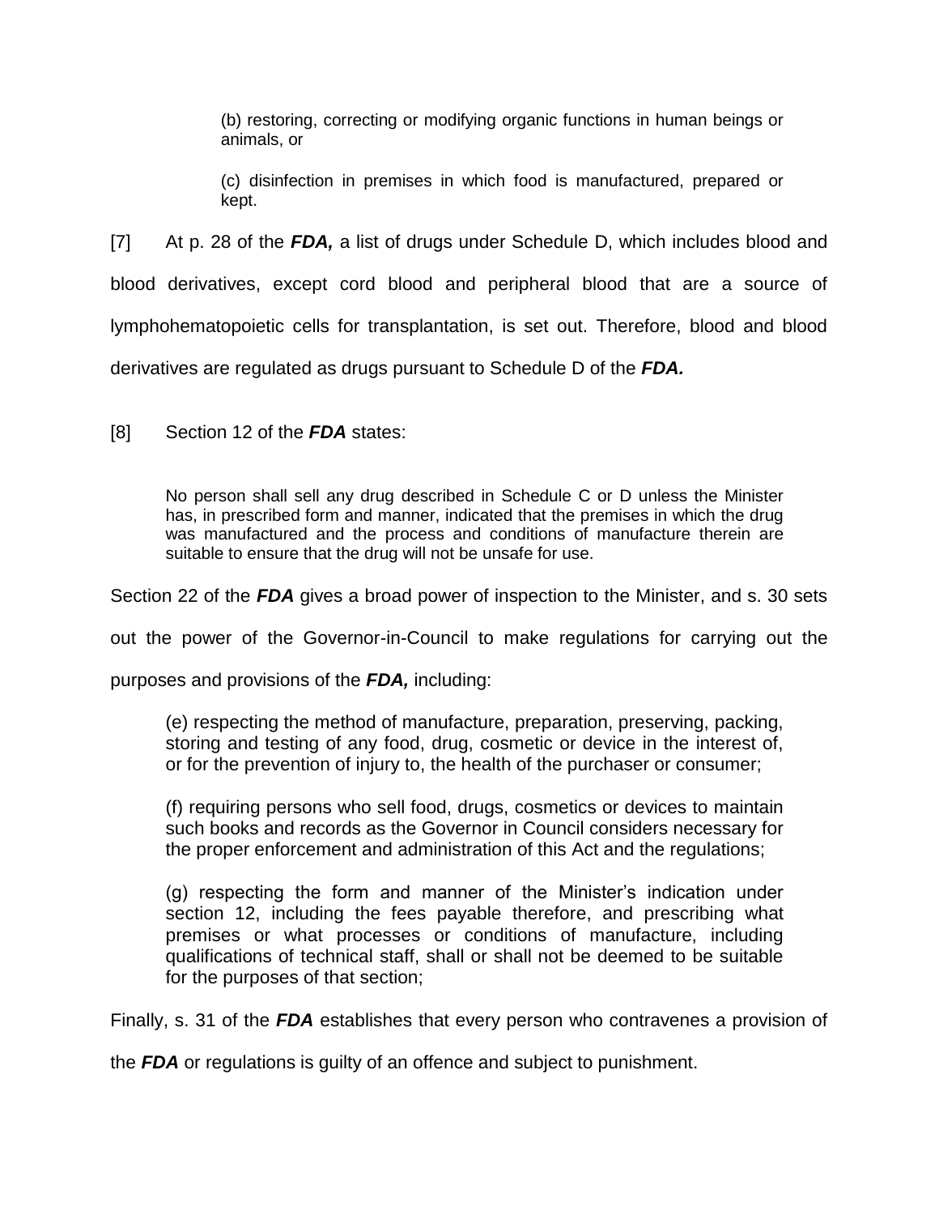> (b) restoring, correcting or modifying organic functions in human beings or animals, or
>
> (c) disinfection in premises in which food is manufactured, prepared or kept.

[7] At p. 28 of the ***FDA,*** a list of drugs under Schedule D, which includes blood and blood derivatives, except cord blood and peripheral blood that are a source of lymphohematopoietic cells for transplantation, is set out. Therefore, blood and blood derivatives are regulated as drugs pursuant to Schedule D of the ***FDA.***

[8] Section 12 of the ***FDA*** states:

> No person shall sell any drug described in Schedule C or D unless the Minister has, in prescribed form and manner, indicated that the premises in which the drug was manufactured and the process and conditions of manufacture therein are suitable to ensure that the drug will not be unsafe for use.

Section 22 of the ***FDA*** gives a broad power of inspection to the Minister, and s. 30 sets out the power of the Governor-in-Council to make regulations for carrying out the purposes and provisions of the ***FDA,*** including:

> (e) respecting the method of manufacture, preparation, preserving, packing, storing and testing of any food, drug, cosmetic or device in the interest of, or for the prevention of injury to, the health of the purchaser or consumer;
>
> (f) requiring persons who sell food, drugs, cosmetics or devices to maintain such books and records as the Governor in Council considers necessary for the proper enforcement and administration of this Act and the regulations;
>
> (g) respecting the form and manner of the Minister's indication under section 12, including the fees payable therefore, and prescribing what premises or what processes or conditions of manufacture, including qualifications of technical staff, shall or shall not be deemed to be suitable for the purposes of that section;

Finally, s. 31 of the ***FDA*** establishes that every person who contravenes a provision of the ***FDA*** or regulations is guilty of an offence and subject to punishment.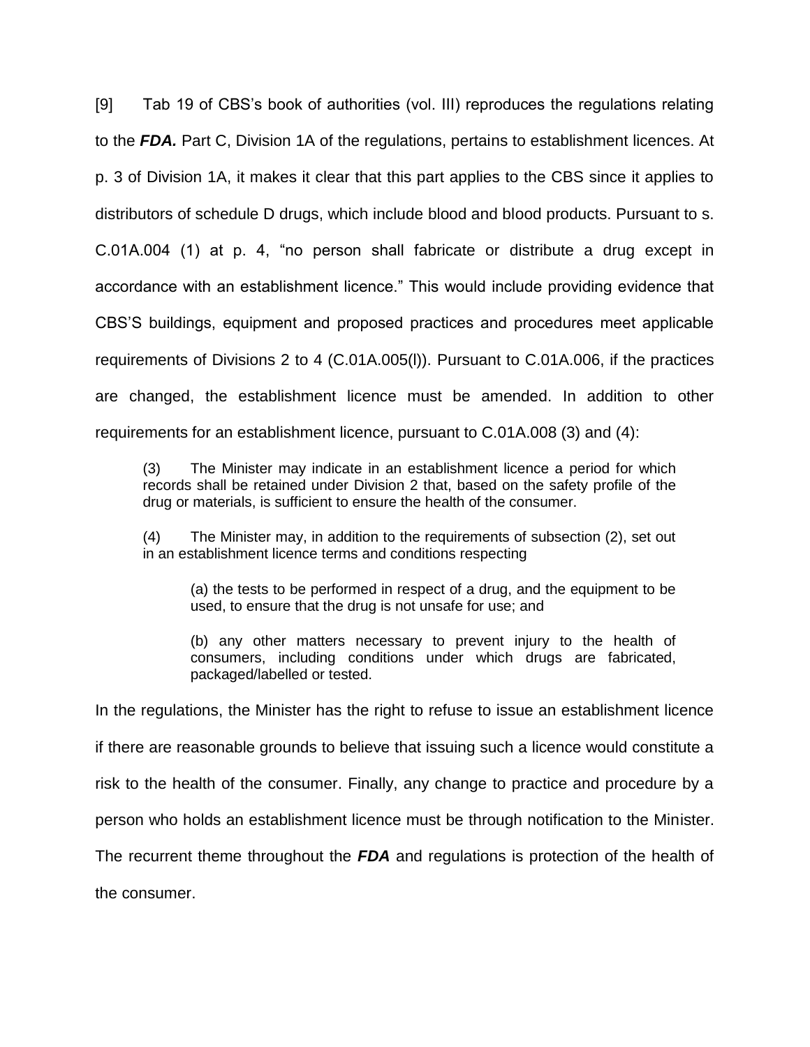[9] Tab 19 of CBS's book of authorities (vol. III) reproduces the regulations relating to the ***FDA.*** Part C, Division 1A of the regulations, pertains to establishment licences. At p. 3 of Division 1A, it makes it clear that this part applies to the CBS since it applies to distributors of schedule D drugs, which include blood and blood products. Pursuant to s. C.01A.004 (1) at p. 4, "no person shall fabricate or distribute a drug except in accordance with an establishment licence." This would include providing evidence that CBS'S buildings, equipment and proposed practices and procedures meet applicable requirements of Divisions 2 to 4 (C.01A.005(l)). Pursuant to C.01A.006, if the practices are changed, the establishment licence must be amended. In addition to other requirements for an establishment licence, pursuant to C.01A.008 (3) and (4):

> (3) The Minister may indicate in an establishment licence a period for which records shall be retained under Division 2 that, based on the safety profile of the drug or materials, is sufficient to ensure the health of the consumer.
>
> (4) The Minister may, in addition to the requirements of subsection (2), set out in an establishment licence terms and conditions respecting
>
> > (a) the tests to be performed in respect of a drug, and the equipment to be used, to ensure that the drug is not unsafe for use; and
> >
> > (b) any other matters necessary to prevent injury to the health of consumers, including conditions under which drugs are fabricated, packaged/labelled or tested.

In the regulations, the Minister has the right to refuse to issue an establishment licence if there are reasonable grounds to believe that issuing such a licence would constitute a risk to the health of the consumer. Finally, any change to practice and procedure by a person who holds an establishment licence must be through notification to the Minister. The recurrent theme throughout the ***FDA*** and regulations is protection of the health of the consumer.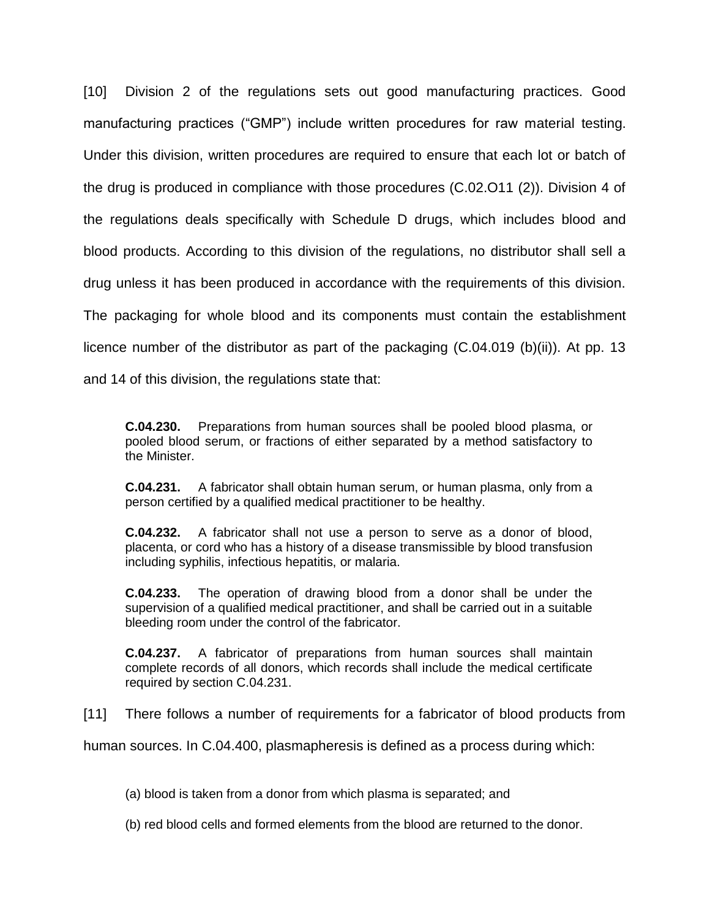[10] Division 2 of the regulations sets out good manufacturing practices. Good manufacturing practices ("GMP") include written procedures for raw material testing. Under this division, written procedures are required to ensure that each lot or batch of the drug is produced in compliance with those procedures (C.02.O11 (2)). Division 4 of the regulations deals specifically with Schedule D drugs, which includes blood and blood products. According to this division of the regulations, no distributor shall sell a drug unless it has been produced in accordance with the requirements of this division. The packaging for whole blood and its components must contain the establishment licence number of the distributor as part of the packaging (C.04.019 (b)(ii)). At pp. 13 and 14 of this division, the regulations state that:

> **C.04.230.** Preparations from human sources shall be pooled blood plasma, or pooled blood serum, or fractions of either separated by a method satisfactory to the Minister.
>
> **C.04.231.** A fabricator shall obtain human serum, or human plasma, only from a person certified by a qualified medical practitioner to be healthy.
>
> **C.04.232.** A fabricator shall not use a person to serve as a donor of blood, placenta, or cord who has a history of a disease transmissible by blood transfusion including syphilis, infectious hepatitis, or malaria.
>
> **C.04.233.** The operation of drawing blood from a donor shall be under the supervision of a qualified medical practitioner, and shall be carried out in a suitable bleeding room under the control of the fabricator.
>
> **C.04.237.** A fabricator of preparations from human sources shall maintain complete records of all donors, which records shall include the medical certificate required by section C.04.231.

[11] There follows a number of requirements for a fabricator of blood products from human sources. In C.04.400, plasmapheresis is defined as a process during which:

> (a) blood is taken from a donor from which plasma is separated; and
>
> (b) red blood cells and formed elements from the blood are returned to the donor.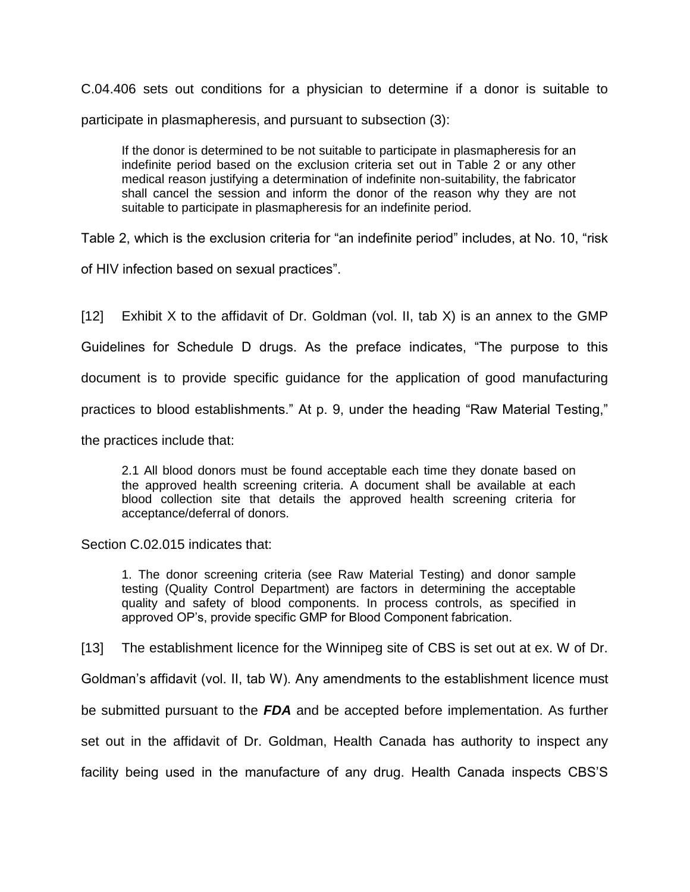C.04.406 sets out conditions for a physician to determine if a donor is suitable to participate in plasmapheresis, and pursuant to subsection (3):

> If the donor is determined to be not suitable to participate in plasmapheresis for an indefinite period based on the exclusion criteria set out in Table 2 or any other medical reason justifying a determination of indefinite non-suitability, the fabricator shall cancel the session and inform the donor of the reason why they are not suitable to participate in plasmapheresis for an indefinite period.

Table 2, which is the exclusion criteria for "an indefinite period" includes, at No. 10, "risk of HIV infection based on sexual practices".

[12] Exhibit X to the affidavit of Dr. Goldman (vol. II, tab X) is an annex to the GMP Guidelines for Schedule D drugs. As the preface indicates, "The purpose to this document is to provide specific guidance for the application of good manufacturing practices to blood establishments." At p. 9, under the heading "Raw Material Testing," the practices include that:

> 2.1 All blood donors must be found acceptable each time they donate based on the approved health screening criteria. A document shall be available at each blood collection site that details the approved health screening criteria for acceptance/deferral of donors.

Section C.02.015 indicates that:

> 1. The donor screening criteria (see Raw Material Testing) and donor sample testing (Quality Control Department) are factors in determining the acceptable quality and safety of blood components. In process controls, as specified in approved OP's, provide specific GMP for Blood Component fabrication.

[13] The establishment licence for the Winnipeg site of CBS is set out at ex. W of Dr. Goldman's affidavit (vol. II, tab W). Any amendments to the establishment licence must be submitted pursuant to the ***FDA*** and be accepted before implementation. As further set out in the affidavit of Dr. Goldman, Health Canada has authority to inspect any facility being used in the manufacture of any drug. Health Canada inspects CBS'S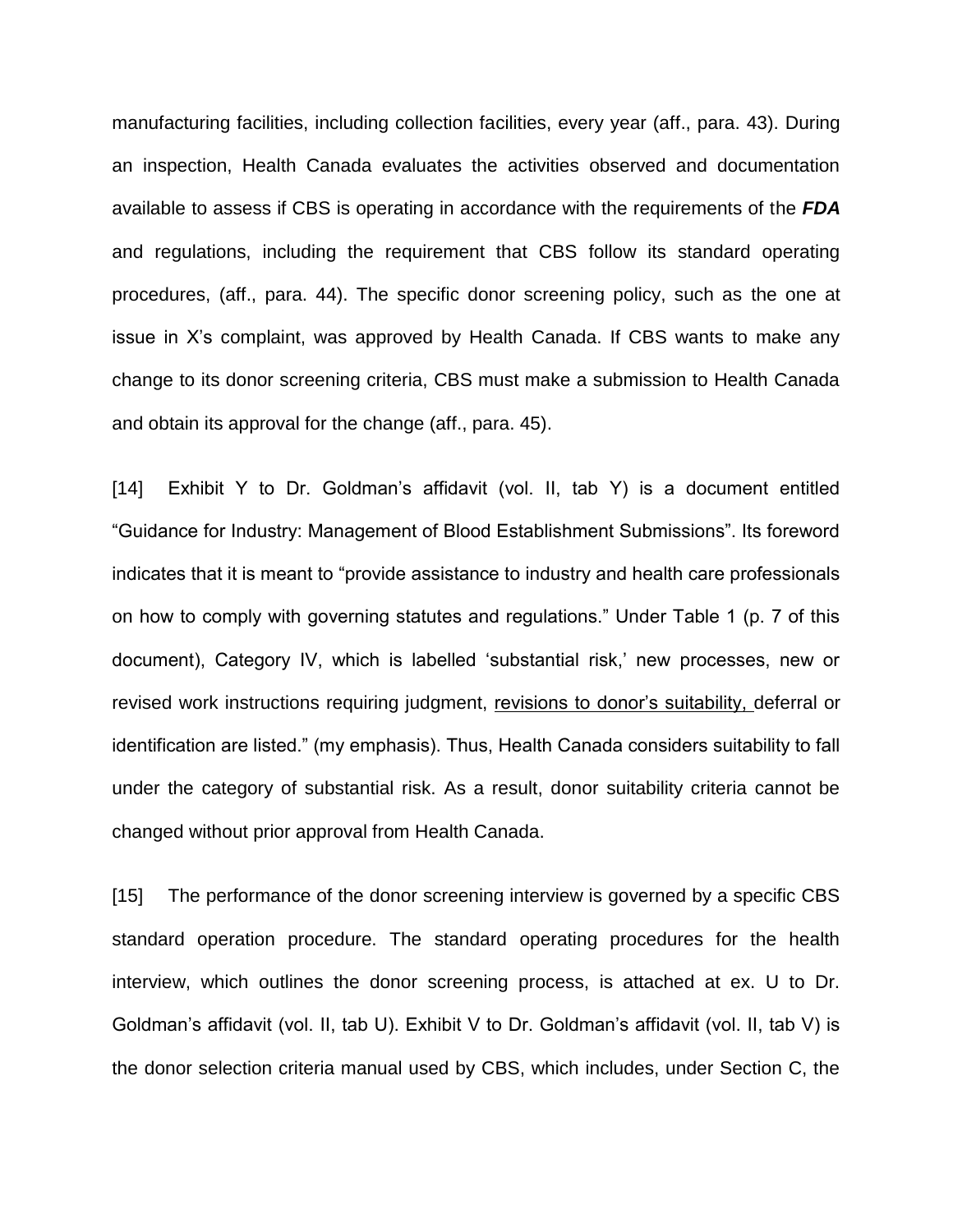manufacturing facilities, including collection facilities, every year (aff., para. 43). During an inspection, Health Canada evaluates the activities observed and documentation available to assess if CBS is operating in accordance with the requirements of the ***FDA*** and regulations, including the requirement that CBS follow its standard operating procedures, (aff., para. 44). The specific donor screening policy, such as the one at issue in X's complaint, was approved by Health Canada. If CBS wants to make any change to its donor screening criteria, CBS must make a submission to Health Canada and obtain its approval for the change (aff., para. 45).

[14] Exhibit Y to Dr. Goldman's affidavit (vol. II, tab Y) is a document entitled "Guidance for Industry: Management of Blood Establishment Submissions". Its foreword indicates that it is meant to "provide assistance to industry and health care professionals on how to comply with governing statutes and regulations." Under Table 1 (p. 7 of this document), Category IV, which is labelled 'substantial risk,' new processes, new or revised work instructions requiring judgment, <u>revisions to donor's suitability,</u> deferral or identification are listed." (my emphasis). Thus, Health Canada considers suitability to fall under the category of substantial risk. As a result, donor suitability criteria cannot be changed without prior approval from Health Canada.

[15] The performance of the donor screening interview is governed by a specific CBS standard operation procedure. The standard operating procedures for the health interview, which outlines the donor screening process, is attached at ex. U to Dr. Goldman's affidavit (vol. II, tab U). Exhibit V to Dr. Goldman's affidavit (vol. II, tab V) is the donor selection criteria manual used by CBS, which includes, under Section C, the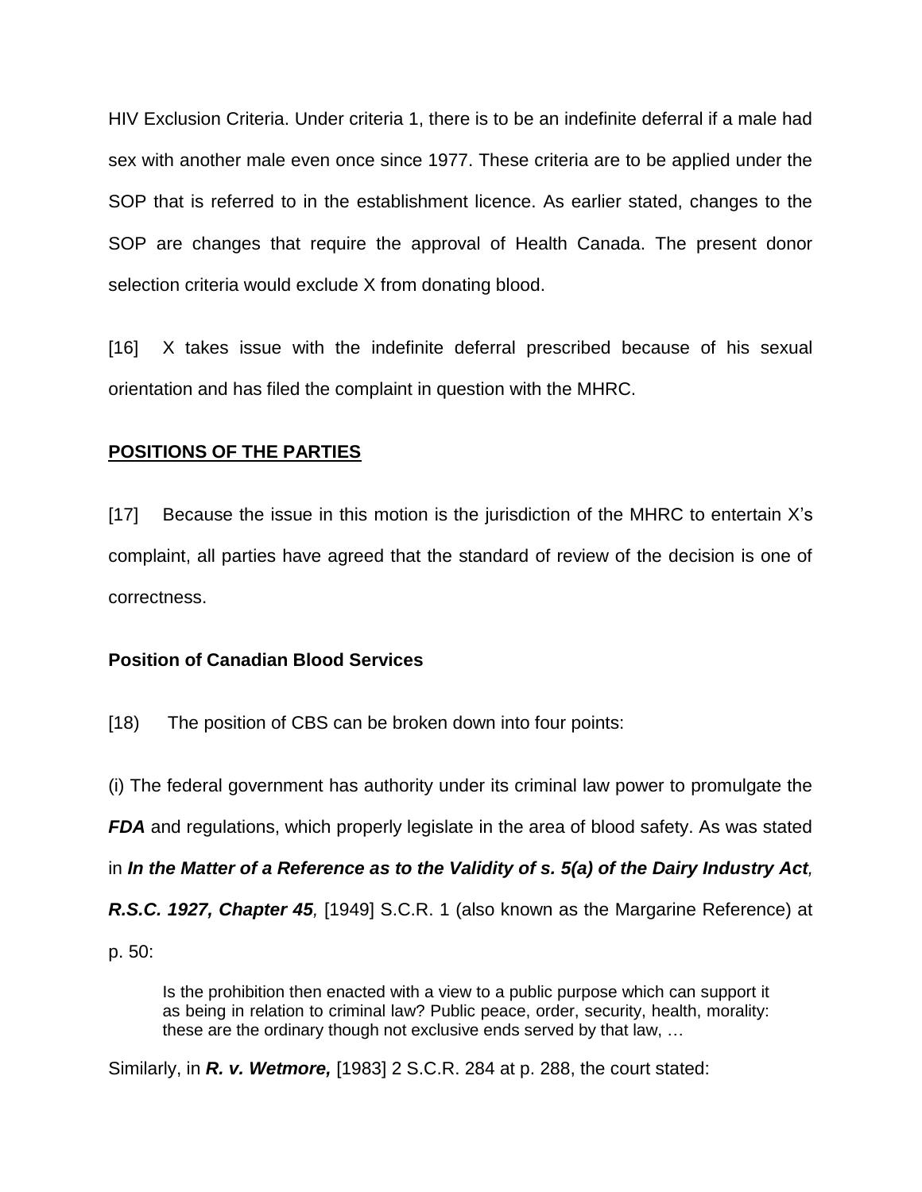HIV Exclusion Criteria. Under criteria 1, there is to be an indefinite deferral if a male had sex with another male even once since 1977. These criteria are to be applied under the SOP that is referred to in the establishment licence. As earlier stated, changes to the SOP are changes that require the approval of Health Canada. The present donor selection criteria would exclude X from donating blood.

[16] X takes issue with the indefinite deferral prescribed because of his sexual orientation and has filed the complaint in question with the MHRC.

**POSITIONS OF THE PARTIES**

[17] Because the issue in this motion is the jurisdiction of the MHRC to entertain X's complaint, all parties have agreed that the standard of review of the decision is one of correctness.

**Position of Canadian Blood Services**

[18) The position of CBS can be broken down into four points:

(i) The federal government has authority under its criminal law power to promulgate the ***FDA*** and regulations, which properly legislate in the area of blood safety. As was stated in ***In the Matter of a Reference as to the Validity of s. 5(a) of the Dairy Industry Act, R.S.C. 1927, Chapter 45,*** [1949] S.C.R. 1 (also known as the Margarine Reference) at p. 50:

> Is the prohibition then enacted with a view to a public purpose which can support it as being in relation to criminal law? Public peace, order, security, health, morality: these are the ordinary though not exclusive ends served by that law, …

Similarly, in ***R. v. Wetmore,*** [1983] 2 S.C.R. 284 at p. 288, the court stated: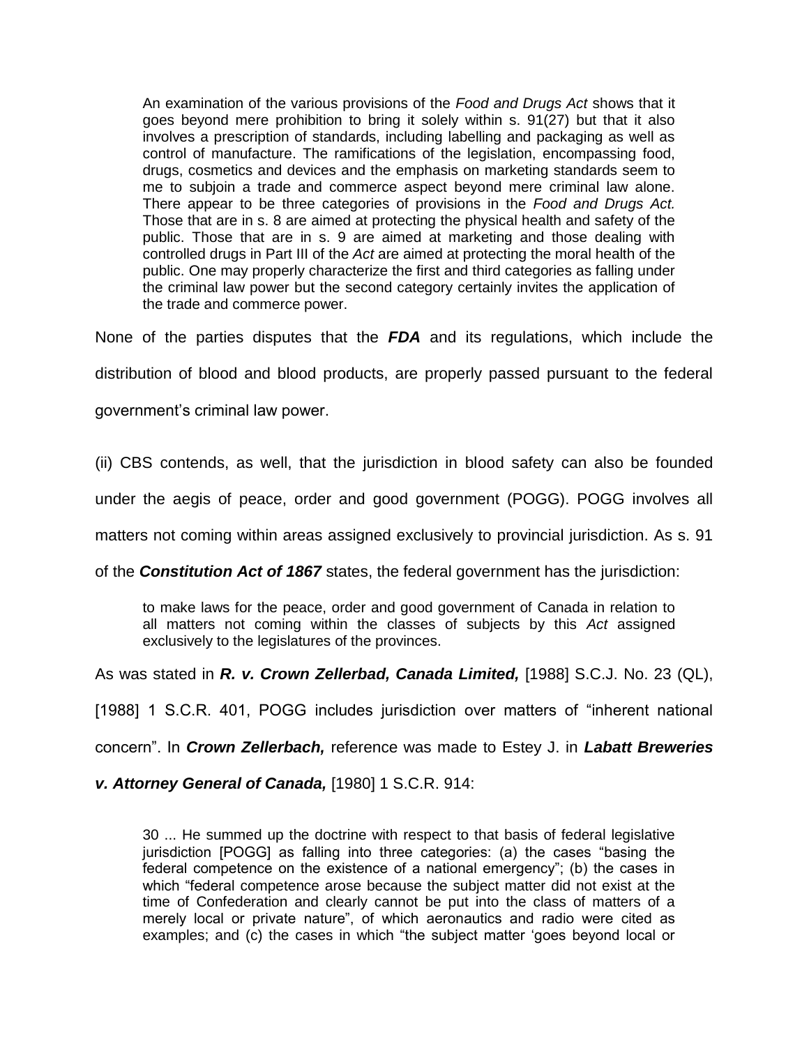> An examination of the various provisions of the *Food and Drugs Act* shows that it goes beyond mere prohibition to bring it solely within s. 91(27) but that it also involves a prescription of standards, including labelling and packaging as well as control of manufacture. The ramifications of the legislation, encompassing food, drugs, cosmetics and devices and the emphasis on marketing standards seem to me to subjoin a trade and commerce aspect beyond mere criminal law alone. There appear to be three categories of provisions in the *Food and Drugs Act.* Those that are in s. 8 are aimed at protecting the physical health and safety of the public. Those that are in s. 9 are aimed at marketing and those dealing with controlled drugs in Part III of the *Act* are aimed at protecting the moral health of the public. One may properly characterize the first and third categories as falling under the criminal law power but the second category certainly invites the application of the trade and commerce power.

None of the parties disputes that the ***FDA*** and its regulations, which include the distribution of blood and blood products, are properly passed pursuant to the federal government's criminal law power.

(ii) CBS contends, as well, that the jurisdiction in blood safety can also be founded under the aegis of peace, order and good government (POGG). POGG involves all matters not coming within areas assigned exclusively to provincial jurisdiction. As s. 91 of the ***Constitution Act of 1867*** states, the federal government has the jurisdiction:

> to make laws for the peace, order and good government of Canada in relation to all matters not coming within the classes of subjects by this *Act* assigned exclusively to the legislatures of the provinces.

As was stated in ***R. v. Crown Zellerbad, Canada Limited,*** [1988] S.C.J. No. 23 (QL), [1988] 1 S.C.R. 401, POGG includes jurisdiction over matters of "inherent national concern". In ***Crown Zellerbach,*** reference was made to Estey J. in ***Labatt Breweries v. Attorney General of Canada,*** [1980] 1 S.C.R. 914:

> 30 ... He summed up the doctrine with respect to that basis of federal legislative jurisdiction [POGG] as falling into three categories: (a) the cases "basing the federal competence on the existence of a national emergency"; (b) the cases in which "federal competence arose because the subject matter did not exist at the time of Confederation and clearly cannot be put into the class of matters of a merely local or private nature", of which aeronautics and radio were cited as examples; and (c) the cases in which "the subject matter 'goes beyond local or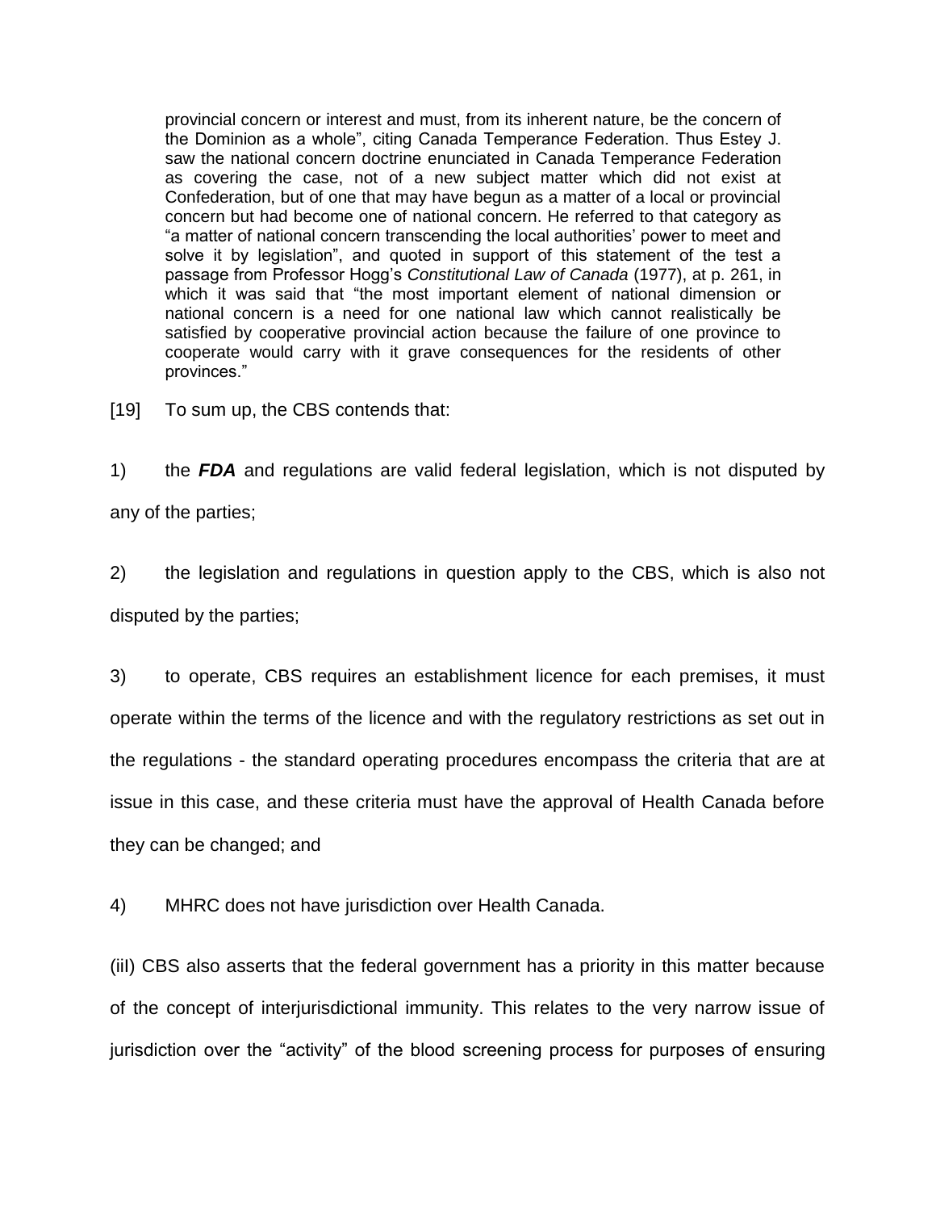> provincial concern or interest and must, from its inherent nature, be the concern of the Dominion as a whole", citing Canada Temperance Federation. Thus Estey J. saw the national concern doctrine enunciated in Canada Temperance Federation as covering the case, not of a new subject matter which did not exist at Confederation, but of one that may have begun as a matter of a local or provincial concern but had become one of national concern. He referred to that category as "a matter of national concern transcending the local authorities' power to meet and solve it by legislation", and quoted in support of this statement of the test a passage from Professor Hogg's *Constitutional Law of Canada* (1977), at p. 261, in which it was said that "the most important element of national dimension or national concern is a need for one national law which cannot realistically be satisfied by cooperative provincial action because the failure of one province to cooperate would carry with it grave consequences for the residents of other provinces."

[19] To sum up, the CBS contends that:

1) the ***FDA*** and regulations are valid federal legislation, which is not disputed by any of the parties;

2) the legislation and regulations in question apply to the CBS, which is also not disputed by the parties;

3) to operate, CBS requires an establishment licence for each premises, it must operate within the terms of the licence and with the regulatory restrictions as set out in the regulations - the standard operating procedures encompass the criteria that are at issue in this case, and these criteria must have the approval of Health Canada before they can be changed; and

4) MHRC does not have jurisdiction over Health Canada.

(iiI) CBS also asserts that the federal government has a priority in this matter because of the concept of interjurisdictional immunity. This relates to the very narrow issue of jurisdiction over the "activity" of the blood screening process for purposes of ensuring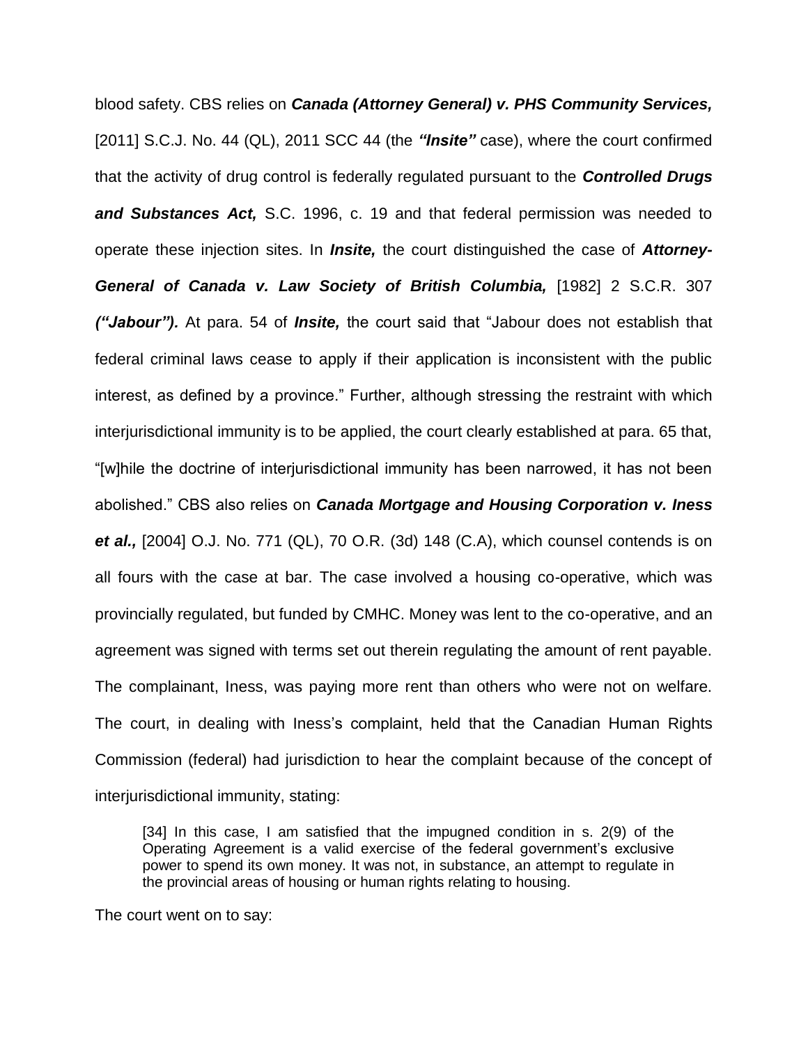blood safety. CBS relies on ***Canada (Attorney General) v. PHS Community Services,*** [2011] S.C.J. No. 44 (QL), 2011 SCC 44 (the ***"Insite"*** case), where the court confirmed that the activity of drug control is federally regulated pursuant to the ***Controlled Drugs and Substances Act,*** S.C. 1996, c. 19 and that federal permission was needed to operate these injection sites. In ***Insite,*** the court distinguished the case of ***Attorney-General of Canada v. Law Society of British Columbia,*** [1982] 2 S.C.R. 307 ***("Jabour").*** At para. 54 of ***Insite,*** the court said that "Jabour does not establish that federal criminal laws cease to apply if their application is inconsistent with the public interest, as defined by a province." Further, although stressing the restraint with which interjurisdictional immunity is to be applied, the court clearly established at para. 65 that, "[w]hile the doctrine of interjurisdictional immunity has been narrowed, it has not been abolished." CBS also relies on ***Canada Mortgage and Housing Corporation v. Iness et al.,*** [2004] O.J. No. 771 (QL), 70 O.R. (3d) 148 (C.A), which counsel contends is on all fours with the case at bar. The case involved a housing co-operative, which was provincially regulated, but funded by CMHC. Money was lent to the co-operative, and an agreement was signed with terms set out therein regulating the amount of rent payable. The complainant, Iness, was paying more rent than others who were not on welfare. The court, in dealing with Iness's complaint, held that the Canadian Human Rights Commission (federal) had jurisdiction to hear the complaint because of the concept of interjurisdictional immunity, stating:

> [34] In this case, I am satisfied that the impugned condition in s. 2(9) of the Operating Agreement is a valid exercise of the federal government's exclusive power to spend its own money. It was not, in substance, an attempt to regulate in the provincial areas of housing or human rights relating to housing.

The court went on to say: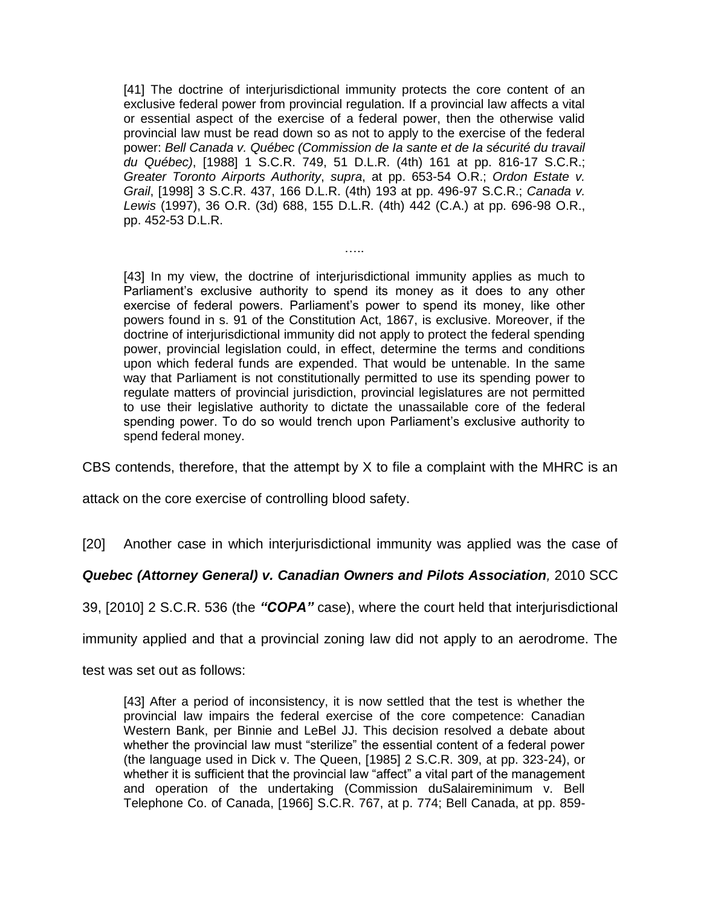> [41] The doctrine of interjurisdictional immunity protects the core content of an exclusive federal power from provincial regulation. If a provincial law affects a vital or essential aspect of the exercise of a federal power, then the otherwise valid provincial law must be read down so as not to apply to the exercise of the federal power: *Bell Canada v. Québec (Commission de Ia sante et de Ia sécurité du travail du Québec)*, [1988] 1 S.C.R. 749, 51 D.L.R. (4th) 161 at pp. 816-17 S.C.R.; *Greater Toronto Airports Authority*, *supra*, at pp. 653-54 O.R.; *Ordon Estate v. Grail*, [1998] 3 S.C.R. 437, 166 D.L.R. (4th) 193 at pp. 496-97 S.C.R.; *Canada v. Lewis* (1997), 36 O.R. (3d) 688, 155 D.L.R. (4th) 442 (C.A.) at pp. 696-98 O.R., pp. 452-53 D.L.R.
>
> …..
>
> [43] In my view, the doctrine of interjurisdictional immunity applies as much to Parliament's exclusive authority to spend its money as it does to any other exercise of federal powers. Parliament's power to spend its money, like other powers found in s. 91 of the Constitution Act, 1867, is exclusive. Moreover, if the doctrine of interjurisdictional immunity did not apply to protect the federal spending power, provincial legislation could, in effect, determine the terms and conditions upon which federal funds are expended. That would be untenable. In the same way that Parliament is not constitutionally permitted to use its spending power to regulate matters of provincial jurisdiction, provincial legislatures are not permitted to use their legislative authority to dictate the unassailable core of the federal spending power. To do so would trench upon Parliament's exclusive authority to spend federal money.

CBS contends, therefore, that the attempt by X to file a complaint with the MHRC is an attack on the core exercise of controlling blood safety.

[20] Another case in which interjurisdictional immunity was applied was the case of ***Quebec (Attorney General) v. Canadian Owners and Pilots Association****,* 2010 SCC 39, [2010] 2 S.C.R. 536 (the ***"COPA"*** case), where the court held that interjurisdictional immunity applied and that a provincial zoning law did not apply to an aerodrome. The test was set out as follows:

> [43] After a period of inconsistency, it is now settled that the test is whether the provincial law impairs the federal exercise of the core competence: Canadian Western Bank, per Binnie and LeBel JJ. This decision resolved a debate about whether the provincial law must "sterilize" the essential content of a federal power (the language used in Dick v. The Queen, [1985] 2 S.C.R. 309, at pp. 323-24), or whether it is sufficient that the provincial law "affect" a vital part of the management and operation of the undertaking (Commission duSalaireminimum v. Bell Telephone Co. of Canada, [1966] S.C.R. 767, at p. 774; Bell Canada, at pp. 859-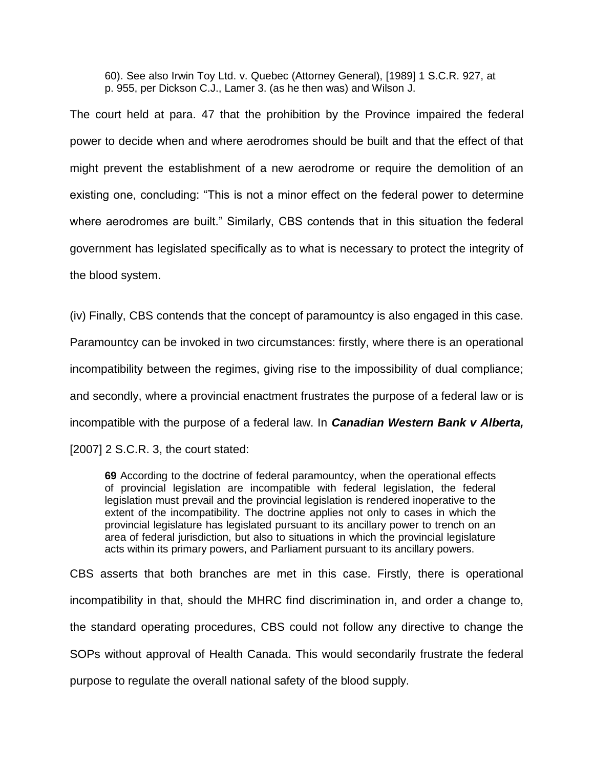> 60). See also Irwin Toy Ltd. v. Quebec (Attorney General), [1989] 1 S.C.R. 927, at p. 955, per Dickson C.J., Lamer 3. (as he then was) and Wilson J.

The court held at para. 47 that the prohibition by the Province impaired the federal power to decide when and where aerodromes should be built and that the effect of that might prevent the establishment of a new aerodrome or require the demolition of an existing one, concluding: "This is not a minor effect on the federal power to determine where aerodromes are built." Similarly, CBS contends that in this situation the federal government has legislated specifically as to what is necessary to protect the integrity of the blood system.

(iv) Finally, CBS contends that the concept of paramountcy is also engaged in this case. Paramountcy can be invoked in two circumstances: firstly, where there is an operational incompatibility between the regimes, giving rise to the impossibility of dual compliance; and secondly, where a provincial enactment frustrates the purpose of a federal law or is incompatible with the purpose of a federal law. In ***Canadian Western Bank v Alberta,*** [2007] 2 S.C.R. 3, the court stated:

> **69** According to the doctrine of federal paramountcy, when the operational effects of provincial legislation are incompatible with federal legislation, the federal legislation must prevail and the provincial legislation is rendered inoperative to the extent of the incompatibility. The doctrine applies not only to cases in which the provincial legislature has legislated pursuant to its ancillary power to trench on an area of federal jurisdiction, but also to situations in which the provincial legislature acts within its primary powers, and Parliament pursuant to its ancillary powers.

CBS asserts that both branches are met in this case. Firstly, there is operational incompatibility in that, should the MHRC find discrimination in, and order a change to, the standard operating procedures, CBS could not follow any directive to change the SOPs without approval of Health Canada. This would secondarily frustrate the federal purpose to regulate the overall national safety of the blood supply.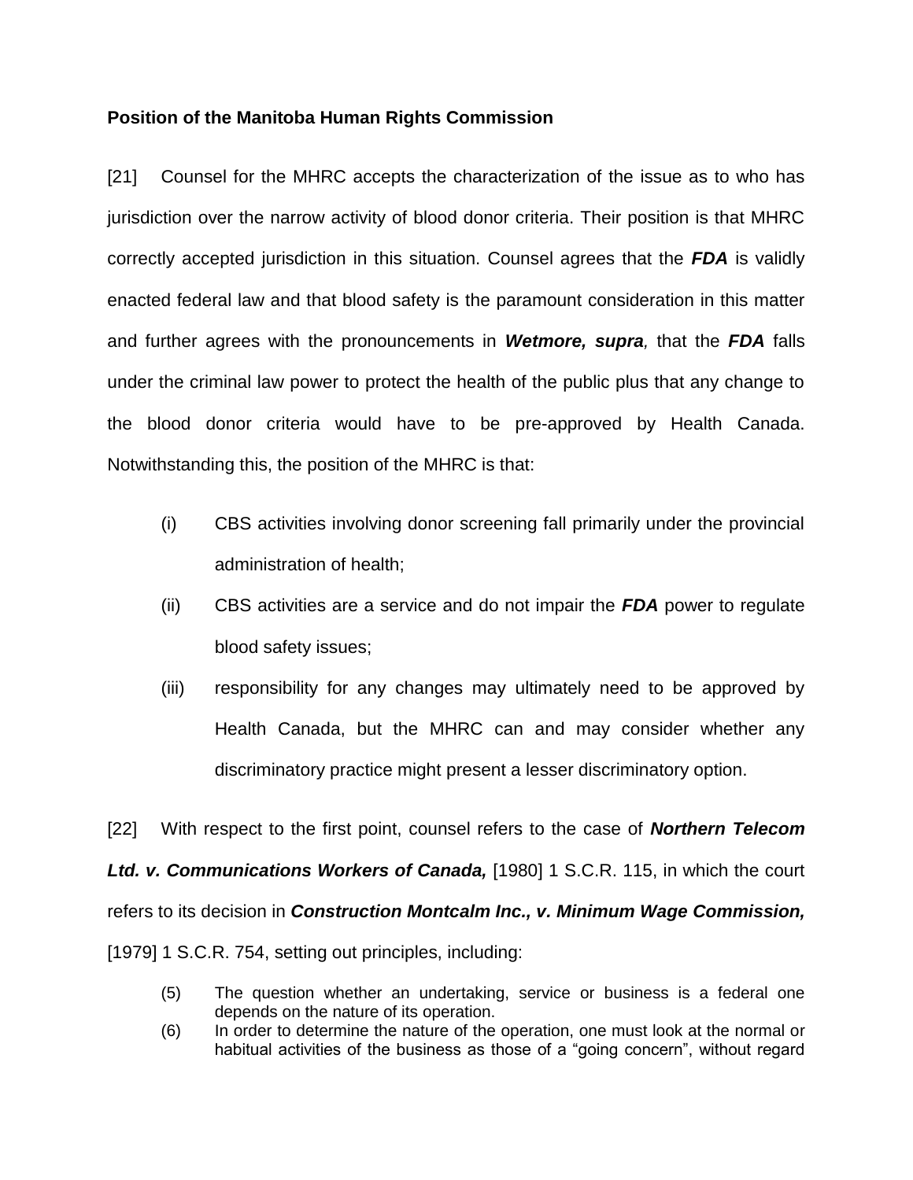**Position of the Manitoba Human Rights Commission**

[21] Counsel for the MHRC accepts the characterization of the issue as to who has jurisdiction over the narrow activity of blood donor criteria. Their position is that MHRC correctly accepted jurisdiction in this situation. Counsel agrees that the ***FDA*** is validly enacted federal law and that blood safety is the paramount consideration in this matter and further agrees with the pronouncements in ***Wetmore, supra****,* that the ***FDA*** falls under the criminal law power to protect the health of the public plus that any change to the blood donor criteria would have to be pre-approved by Health Canada. Notwithstanding this, the position of the MHRC is that:

(i) CBS activities involving donor screening fall primarily under the provincial administration of health;

(ii) CBS activities are a service and do not impair the ***FDA*** power to regulate blood safety issues;

(iii) responsibility for any changes may ultimately need to be approved by Health Canada, but the MHRC can and may consider whether any discriminatory practice might present a lesser discriminatory option.

[22] With respect to the first point, counsel refers to the case of ***Northern Telecom Ltd. v. Communications Workers of Canada,*** [1980] 1 S.C.R. 115, in which the court refers to its decision in ***Construction Montcalm Inc., v. Minimum Wage Commission,*** [1979] 1 S.C.R. 754, setting out principles, including:

> (5) The question whether an undertaking, service or business is a federal one depends on the nature of its operation.
>
> (6) In order to determine the nature of the operation, one must look at the normal or habitual activities of the business as those of a "going concern", without regard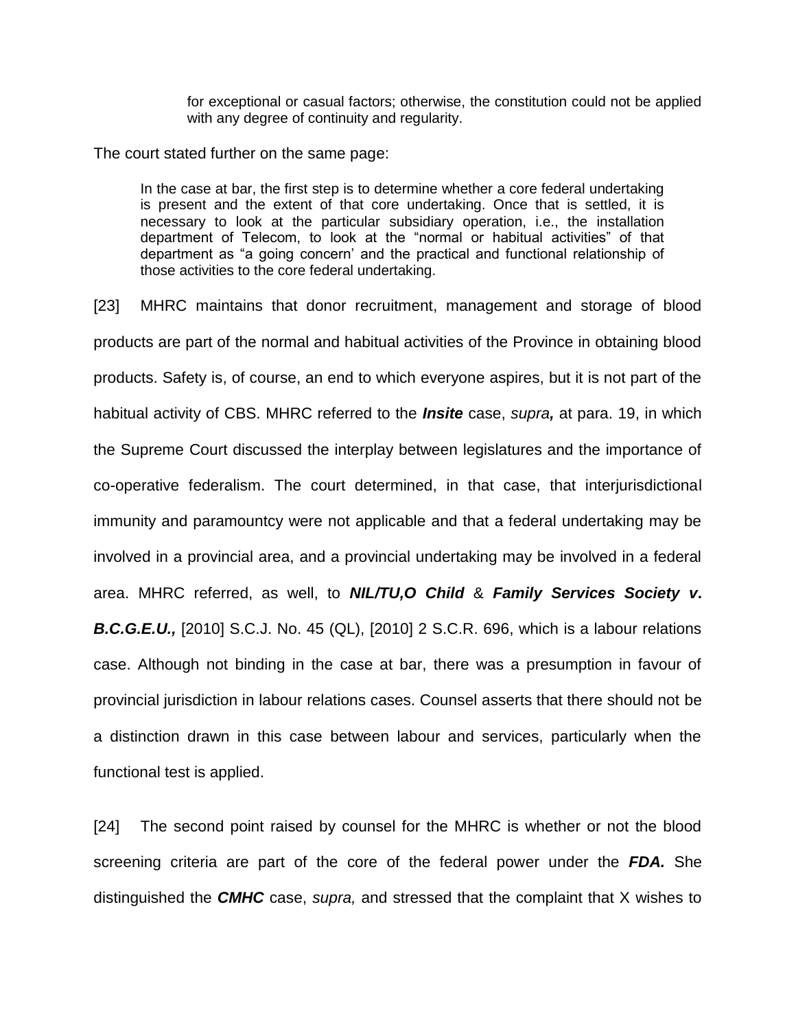> for exceptional or casual factors; otherwise, the constitution could not be applied with any degree of continuity and regularity.

The court stated further on the same page:

> In the case at bar, the first step is to determine whether a core federal undertaking is present and the extent of that core undertaking. Once that is settled, it is necessary to look at the particular subsidiary operation, i.e., the installation department of Telecom, to look at the "normal or habitual activities" of that department as "a going concern' and the practical and functional relationship of those activities to the core federal undertaking.

[23] MHRC maintains that donor recruitment, management and storage of blood products are part of the normal and habitual activities of the Province in obtaining blood products. Safety is, of course, an end to which everyone aspires, but it is not part of the habitual activity of CBS. MHRC referred to the ***Insite*** case, *supra,* at para. 19, in which the Supreme Court discussed the interplay between legislatures and the importance of co-operative federalism. The court determined, in that case, that interjurisdictional immunity and paramountcy were not applicable and that a federal undertaking may be involved in a provincial area, and a provincial undertaking may be involved in a federal area. MHRC referred, as well, to ***NIL/TU,O Child*** & ***Family Services Society v. B.C.G.E.U.,*** [2010] S.C.J. No. 45 (QL), [2010] 2 S.C.R. 696, which is a labour relations case. Although not binding in the case at bar, there was a presumption in favour of provincial jurisdiction in labour relations cases. Counsel asserts that there should not be a distinction drawn in this case between labour and services, particularly when the functional test is applied.

[24] The second point raised by counsel for the MHRC is whether or not the blood screening criteria are part of the core of the federal power under the ***FDA.*** She distinguished the ***CMHC*** case, *supra,* and stressed that the complaint that X wishes to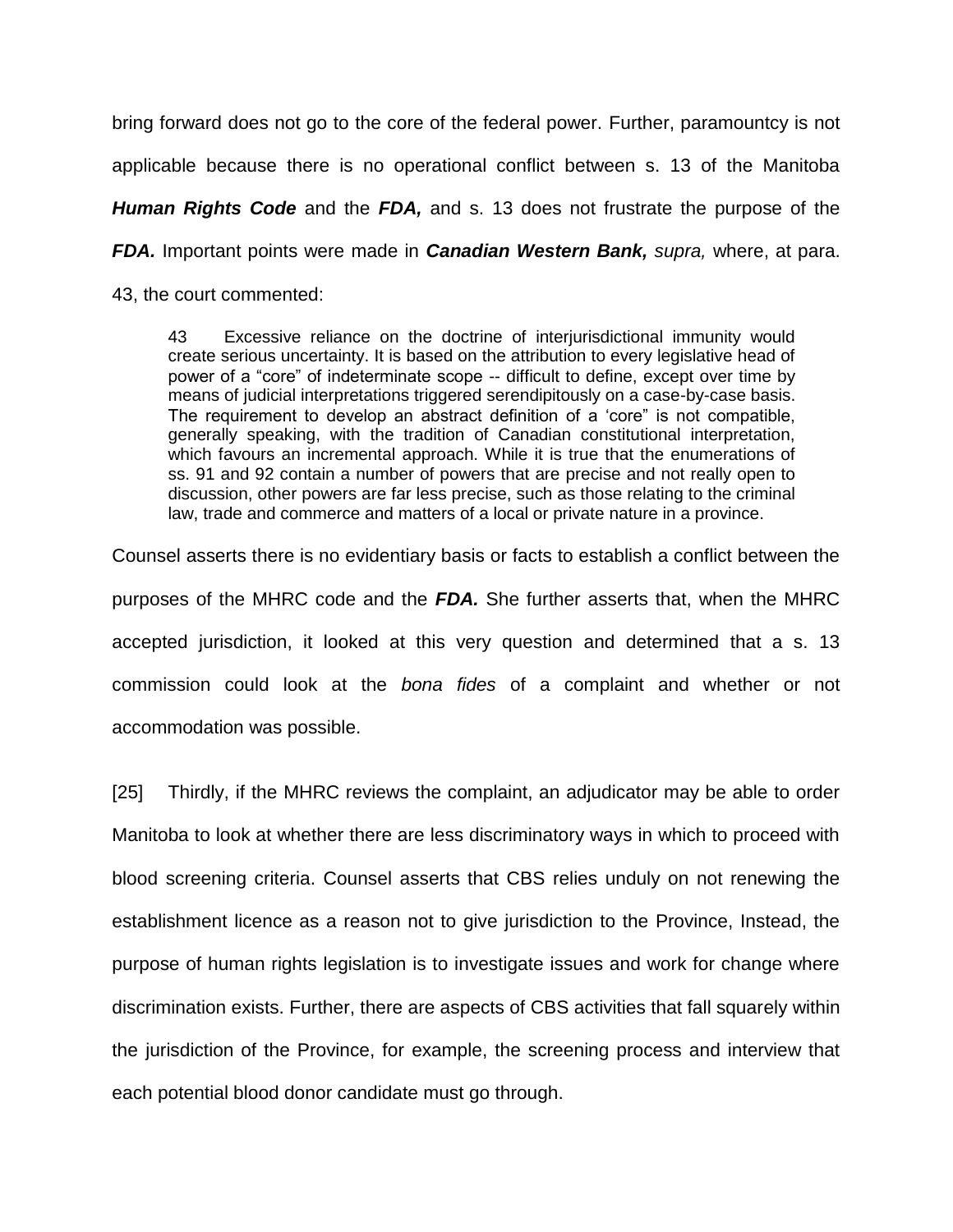bring forward does not go to the core of the federal power. Further, paramountcy is not applicable because there is no operational conflict between s. 13 of the Manitoba ***Human Rights Code*** and the ***FDA,*** and s. 13 does not frustrate the purpose of the ***FDA.*** Important points were made in ***Canadian Western Bank,*** *supra,* where, at para. 43, the court commented:

> 43 Excessive reliance on the doctrine of interjurisdictional immunity would create serious uncertainty. It is based on the attribution to every legislative head of power of a "core" of indeterminate scope -- difficult to define, except over time by means of judicial interpretations triggered serendipitously on a case-by-case basis. The requirement to develop an abstract definition of a 'core" is not compatible, generally speaking, with the tradition of Canadian constitutional interpretation, which favours an incremental approach. While it is true that the enumerations of ss. 91 and 92 contain a number of powers that are precise and not really open to discussion, other powers are far less precise, such as those relating to the criminal law, trade and commerce and matters of a local or private nature in a province.

Counsel asserts there is no evidentiary basis or facts to establish a conflict between the purposes of the MHRC code and the ***FDA.*** She further asserts that, when the MHRC accepted jurisdiction, it looked at this very question and determined that a s. 13 commission could look at the *bona fides* of a complaint and whether or not accommodation was possible.

[25] Thirdly, if the MHRC reviews the complaint, an adjudicator may be able to order Manitoba to look at whether there are less discriminatory ways in which to proceed with blood screening criteria. Counsel asserts that CBS relies unduly on not renewing the establishment licence as a reason not to give jurisdiction to the Province, Instead, the purpose of human rights legislation is to investigate issues and work for change where discrimination exists. Further, there are aspects of CBS activities that fall squarely within the jurisdiction of the Province, for example, the screening process and interview that each potential blood donor candidate must go through.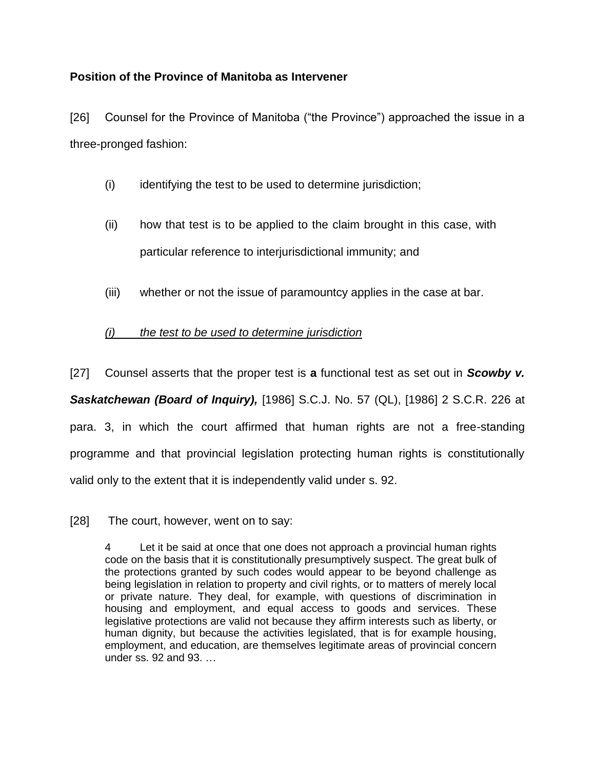**Position of the Province of Manitoba as Intervener**

[26] Counsel for the Province of Manitoba ("the Province") approached the issue in a three-pronged fashion:

(i) identifying the test to be used to determine jurisdiction;

(ii) how that test is to be applied to the claim brought in this case, with particular reference to interjurisdictional immunity; and

(iii) whether or not the issue of paramountcy applies in the case at bar.

*(i) the test to be used to determine jurisdiction*

[27] Counsel asserts that the proper test is **a** functional test as set out in ***Scowby v. Saskatchewan (Board of Inquiry),*** [1986] S.C.J. No. 57 (QL), [1986] 2 S.C.R. 226 at para. 3, in which the court affirmed that human rights are not a free-standing programme and that provincial legislation protecting human rights is constitutionally valid only to the extent that it is independently valid under s. 92.

[28] The court, however, went on to say:

> 4 Let it be said at once that one does not approach a provincial human rights code on the basis that it is constitutionally presumptively suspect. The great bulk of the protections granted by such codes would appear to be beyond challenge as being legislation in relation to property and civil rights, or to matters of merely local or private nature. They deal, for example, with questions of discrimination in housing and employment, and equal access to goods and services. These legislative protections are valid not because they affirm interests such as liberty, or human dignity, but because the activities legislated, that is for example housing, employment, and education, are themselves legitimate areas of provincial concern under ss. 92 and 93. …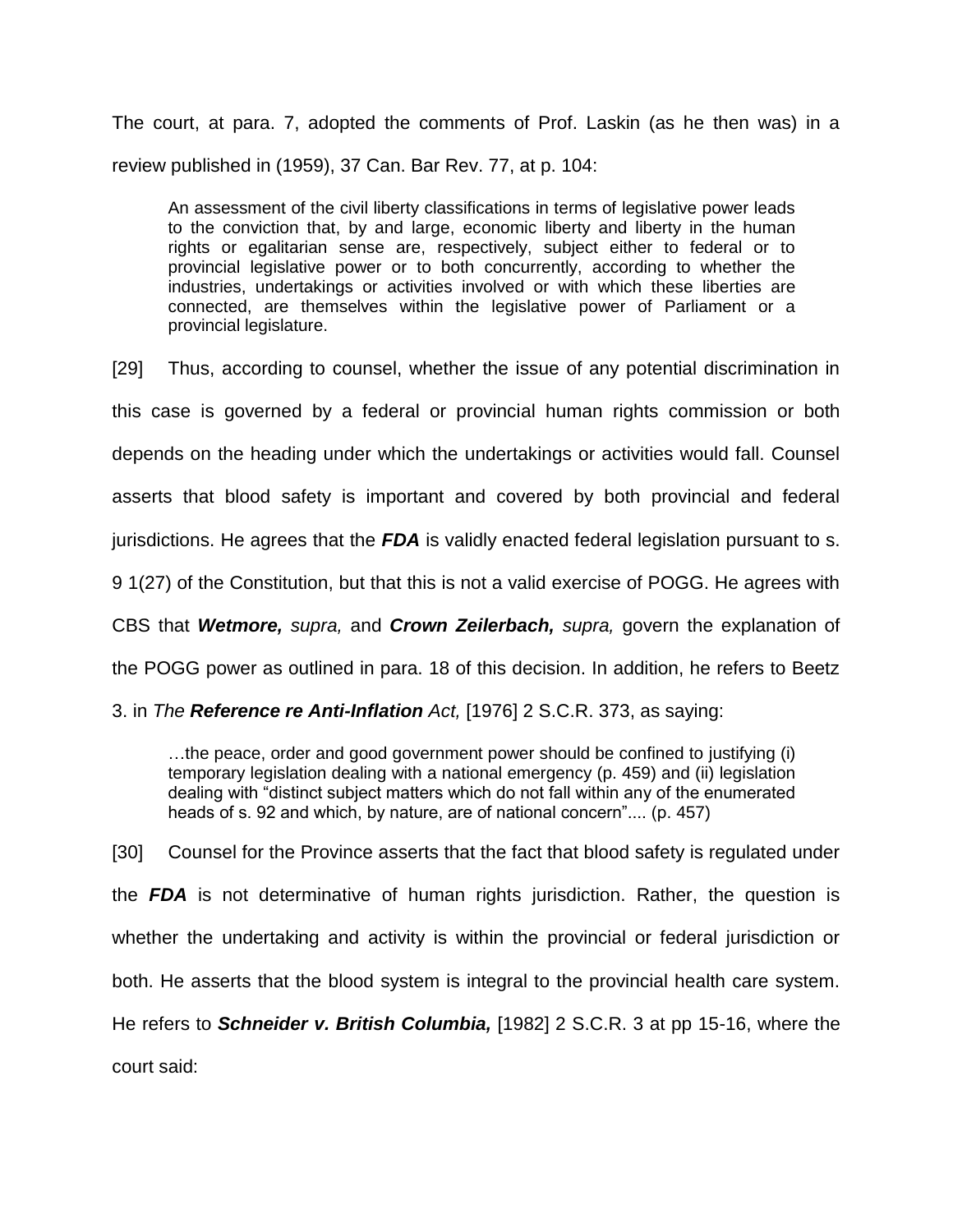The court, at para. 7, adopted the comments of Prof. Laskin (as he then was) in a review published in (1959), 37 Can. Bar Rev. 77, at p. 104:

> An assessment of the civil liberty classifications in terms of legislative power leads to the conviction that, by and large, economic liberty and liberty in the human rights or egalitarian sense are, respectively, subject either to federal or to provincial legislative power or to both concurrently, according to whether the industries, undertakings or activities involved or with which these liberties are connected, are themselves within the legislative power of Parliament or a provincial legislature.

[29] Thus, according to counsel, whether the issue of any potential discrimination in this case is governed by a federal or provincial human rights commission or both depends on the heading under which the undertakings or activities would fall. Counsel asserts that blood safety is important and covered by both provincial and federal jurisdictions. He agrees that the ***FDA*** is validly enacted federal legislation pursuant to s. 9 1(27) of the Constitution, but that this is not a valid exercise of POGG. He agrees with CBS that ***Wetmore,*** *supra,* and ***Crown Zeilerbach,*** *supra,* govern the explanation of the POGG power as outlined in para. 18 of this decision. In addition, he refers to Beetz 3. in *The **Reference re Anti-Inflation** Act,* [1976] 2 S.C.R. 373, as saying:

> …the peace, order and good government power should be confined to justifying (i) temporary legislation dealing with a national emergency (p. 459) and (ii) legislation dealing with "distinct subject matters which do not fall within any of the enumerated heads of s. 92 and which, by nature, are of national concern".... (p. 457)

[30] Counsel for the Province asserts that the fact that blood safety is regulated under the ***FDA*** is not determinative of human rights jurisdiction. Rather, the question is whether the undertaking and activity is within the provincial or federal jurisdiction or both. He asserts that the blood system is integral to the provincial health care system. He refers to ***Schneider v. British Columbia,*** [1982] 2 S.C.R. 3 at pp 15-16, where the court said: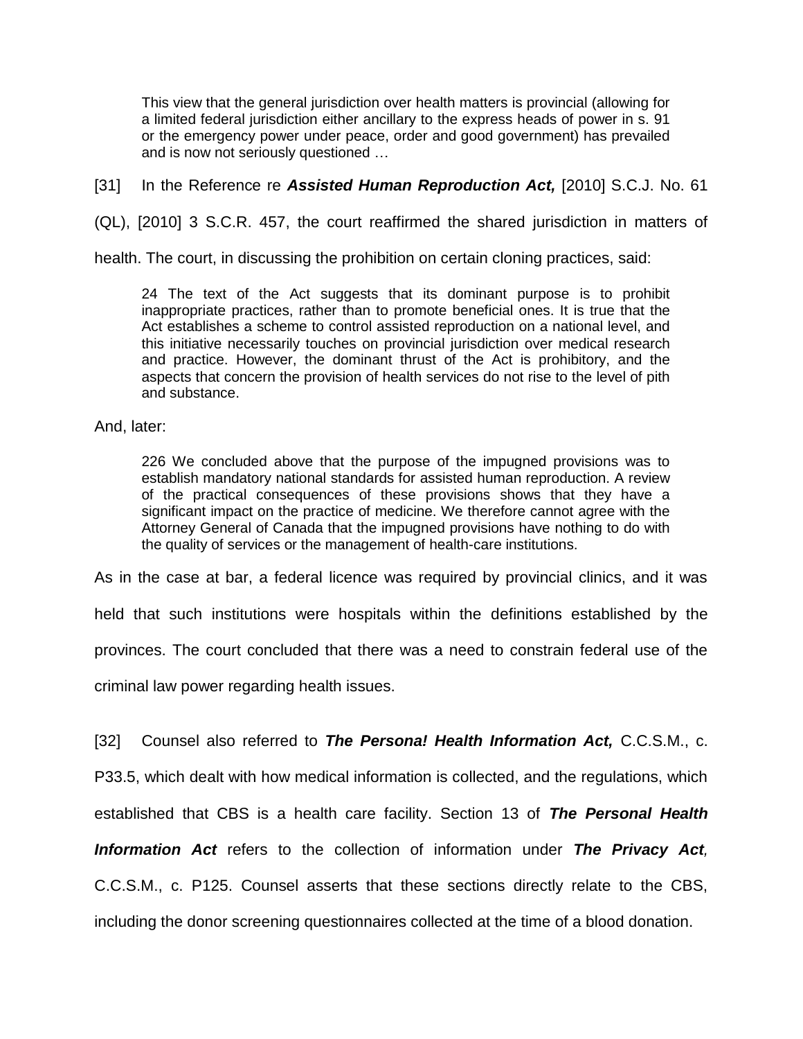> This view that the general jurisdiction over health matters is provincial (allowing for a limited federal jurisdiction either ancillary to the express heads of power in s. 91 or the emergency power under peace, order and good government) has prevailed and is now not seriously questioned …

[31] In the Reference re ***Assisted Human Reproduction Act,*** [2010] S.C.J. No. 61 (QL), [2010] 3 S.C.R. 457, the court reaffirmed the shared jurisdiction in matters of health. The court, in discussing the prohibition on certain cloning practices, said:

> 24 The text of the Act suggests that its dominant purpose is to prohibit inappropriate practices, rather than to promote beneficial ones. It is true that the Act establishes a scheme to control assisted reproduction on a national level, and this initiative necessarily touches on provincial jurisdiction over medical research and practice. However, the dominant thrust of the Act is prohibitory, and the aspects that concern the provision of health services do not rise to the level of pith and substance.

And, later:

> 226 We concluded above that the purpose of the impugned provisions was to establish mandatory national standards for assisted human reproduction. A review of the practical consequences of these provisions shows that they have a significant impact on the practice of medicine. We therefore cannot agree with the Attorney General of Canada that the impugned provisions have nothing to do with the quality of services or the management of health-care institutions.

As in the case at bar, a federal licence was required by provincial clinics, and it was held that such institutions were hospitals within the definitions established by the provinces. The court concluded that there was a need to constrain federal use of the criminal law power regarding health issues.

[32] Counsel also referred to ***The Persona! Health Information Act,*** C.C.S.M., c. P33.5, which dealt with how medical information is collected, and the regulations, which established that CBS is a health care facility. Section 13 of ***The Personal Health Information Act*** refers to the collection of information under ***The Privacy Act**,* C.C.S.M., c. P125. Counsel asserts that these sections directly relate to the CBS, including the donor screening questionnaires collected at the time of a blood donation.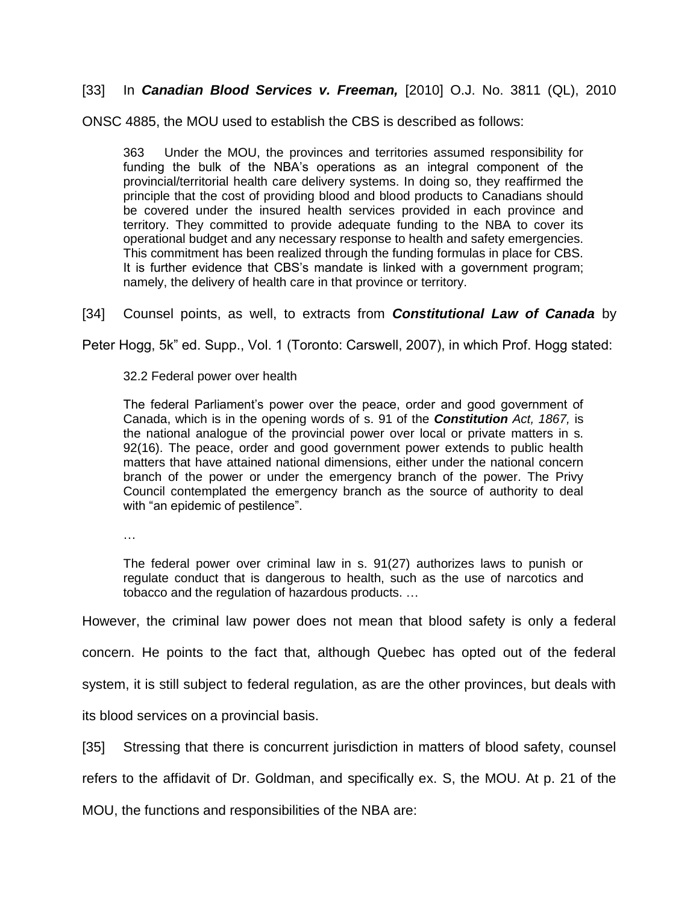[33] In ***Canadian Blood Services v. Freeman,*** [2010] O.J. No. 3811 (QL), 2010 ONSC 4885, the MOU used to establish the CBS is described as follows:

> 363 Under the MOU, the provinces and territories assumed responsibility for funding the bulk of the NBA's operations as an integral component of the provincial/territorial health care delivery systems. In doing so, they reaffirmed the principle that the cost of providing blood and blood products to Canadians should be covered under the insured health services provided in each province and territory. They committed to provide adequate funding to the NBA to cover its operational budget and any necessary response to health and safety emergencies. This commitment has been realized through the funding formulas in place for CBS. It is further evidence that CBS's mandate is linked with a government program; namely, the delivery of health care in that province or territory.

[34] Counsel points, as well, to extracts from ***Constitutional Law of Canada*** by Peter Hogg, 5k" ed. Supp., Vol. 1 (Toronto: Carswell, 2007), in which Prof. Hogg stated:

> 32.2 Federal power over health
>
> The federal Parliament's power over the peace, order and good government of Canada, which is in the opening words of s. 91 of the ***Constitution** Act, 1867,* is the national analogue of the provincial power over local or private matters in s. 92(16). The peace, order and good government power extends to public health matters that have attained national dimensions, either under the national concern branch of the power or under the emergency branch of the power. The Privy Council contemplated the emergency branch as the source of authority to deal with "an epidemic of pestilence".
>
> …
>
> The federal power over criminal law in s. 91(27) authorizes laws to punish or regulate conduct that is dangerous to health, such as the use of narcotics and tobacco and the regulation of hazardous products. …

However, the criminal law power does not mean that blood safety is only a federal concern. He points to the fact that, although Quebec has opted out of the federal system, it is still subject to federal regulation, as are the other provinces, but deals with its blood services on a provincial basis.

[35] Stressing that there is concurrent jurisdiction in matters of blood safety, counsel refers to the affidavit of Dr. Goldman, and specifically ex. S, the MOU. At p. 21 of the MOU, the functions and responsibilities of the NBA are: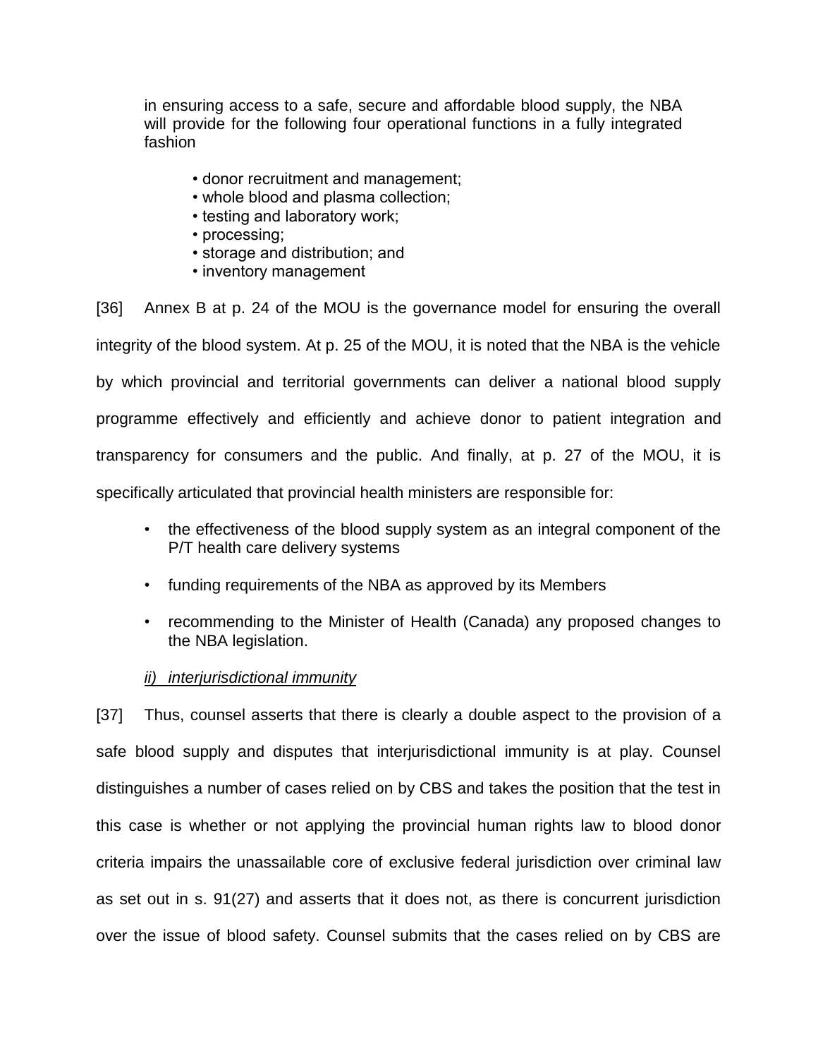> in ensuring access to a safe, secure and affordable blood supply, the NBA will provide for the following four operational functions in a fully integrated fashion
>
> - donor recruitment and management;
> - whole blood and plasma collection;
> - testing and laboratory work;
> - processing;
> - storage and distribution; and
> - inventory management

[36] Annex B at p. 24 of the MOU is the governance model for ensuring the overall integrity of the blood system. At p. 25 of the MOU, it is noted that the NBA is the vehicle by which provincial and territorial governments can deliver a national blood supply programme effectively and efficiently and achieve donor to patient integration and transparency for consumers and the public. And finally, at p. 27 of the MOU, it is specifically articulated that provincial health ministers are responsible for:

- the effectiveness of the blood supply system as an integral component of the P/T health care delivery systems
- funding requirements of the NBA as approved by its Members
- recommending to the Minister of Health (Canada) any proposed changes to the NBA legislation.

*ii) interjurisdictional immunity*

[37] Thus, counsel asserts that there is clearly a double aspect to the provision of a safe blood supply and disputes that interjurisdictional immunity is at play. Counsel distinguishes a number of cases relied on by CBS and takes the position that the test in this case is whether or not applying the provincial human rights law to blood donor criteria impairs the unassailable core of exclusive federal jurisdiction over criminal law as set out in s. 91(27) and asserts that it does not, as there is concurrent jurisdiction over the issue of blood safety. Counsel submits that the cases relied on by CBS are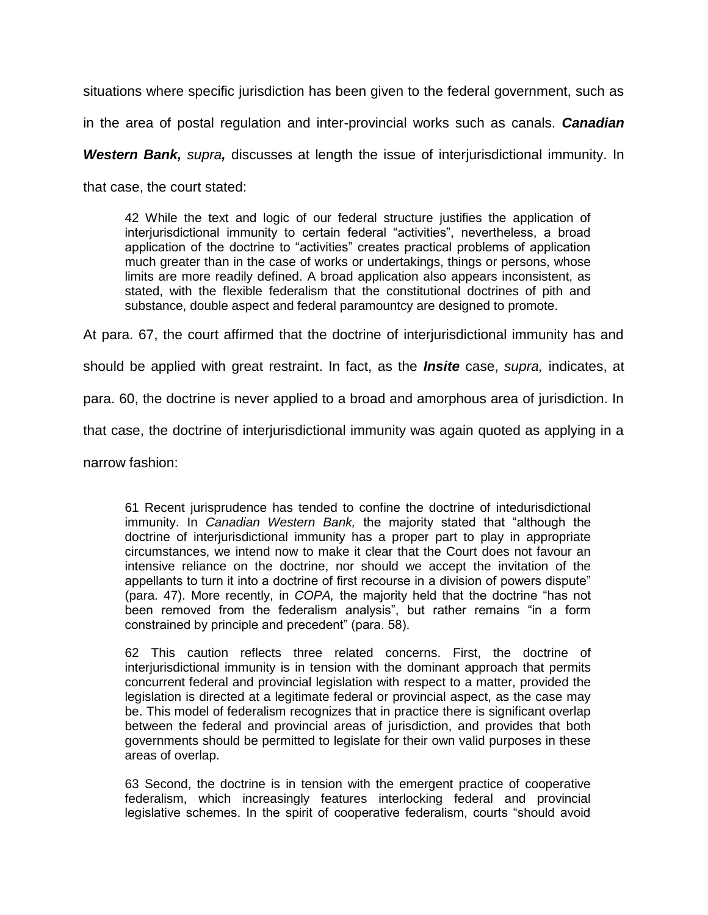situations where specific jurisdiction has been given to the federal government, such as in the area of postal regulation and inter-provincial works such as canals. ***Canadian Western Bank,*** *supra,* discusses at length the issue of interjurisdictional immunity. In that case, the court stated:

> 42 While the text and logic of our federal structure justifies the application of interjurisdictional immunity to certain federal "activities", nevertheless, a broad application of the doctrine to "activities" creates practical problems of application much greater than in the case of works or undertakings, things or persons, whose limits are more readily defined. A broad application also appears inconsistent, as stated, with the flexible federalism that the constitutional doctrines of pith and substance, double aspect and federal paramountcy are designed to promote.

At para. 67, the court affirmed that the doctrine of interjurisdictional immunity has and should be applied with great restraint. In fact, as the ***Insite*** case, *supra,* indicates, at para. 60, the doctrine is never applied to a broad and amorphous area of jurisdiction. In that case, the doctrine of interjurisdictional immunity was again quoted as applying in a narrow fashion:

> 61 Recent jurisprudence has tended to confine the doctrine of intedurisdictional immunity. In *Canadian Western Bank,* the majority stated that "although the doctrine of interjurisdictional immunity has a proper part to play in appropriate circumstances, we intend now to make it clear that the Court does not favour an intensive reliance on the doctrine, nor should we accept the invitation of the appellants to turn it into a doctrine of first recourse in a division of powers dispute" (para. 47). More recently, in *COPA,* the majority held that the doctrine "has not been removed from the federalism analysis", but rather remains "in a form constrained by principle and precedent" (para. 58).
>
> 62 This caution reflects three related concerns. First, the doctrine of interjurisdictional immunity is in tension with the dominant approach that permits concurrent federal and provincial legislation with respect to a matter, provided the legislation is directed at a legitimate federal or provincial aspect, as the case may be. This model of federalism recognizes that in practice there is significant overlap between the federal and provincial areas of jurisdiction, and provides that both governments should be permitted to legislate for their own valid purposes in these areas of overlap.
>
> 63 Second, the doctrine is in tension with the emergent practice of cooperative federalism, which increasingly features interlocking federal and provincial legislative schemes. In the spirit of cooperative federalism, courts "should avoid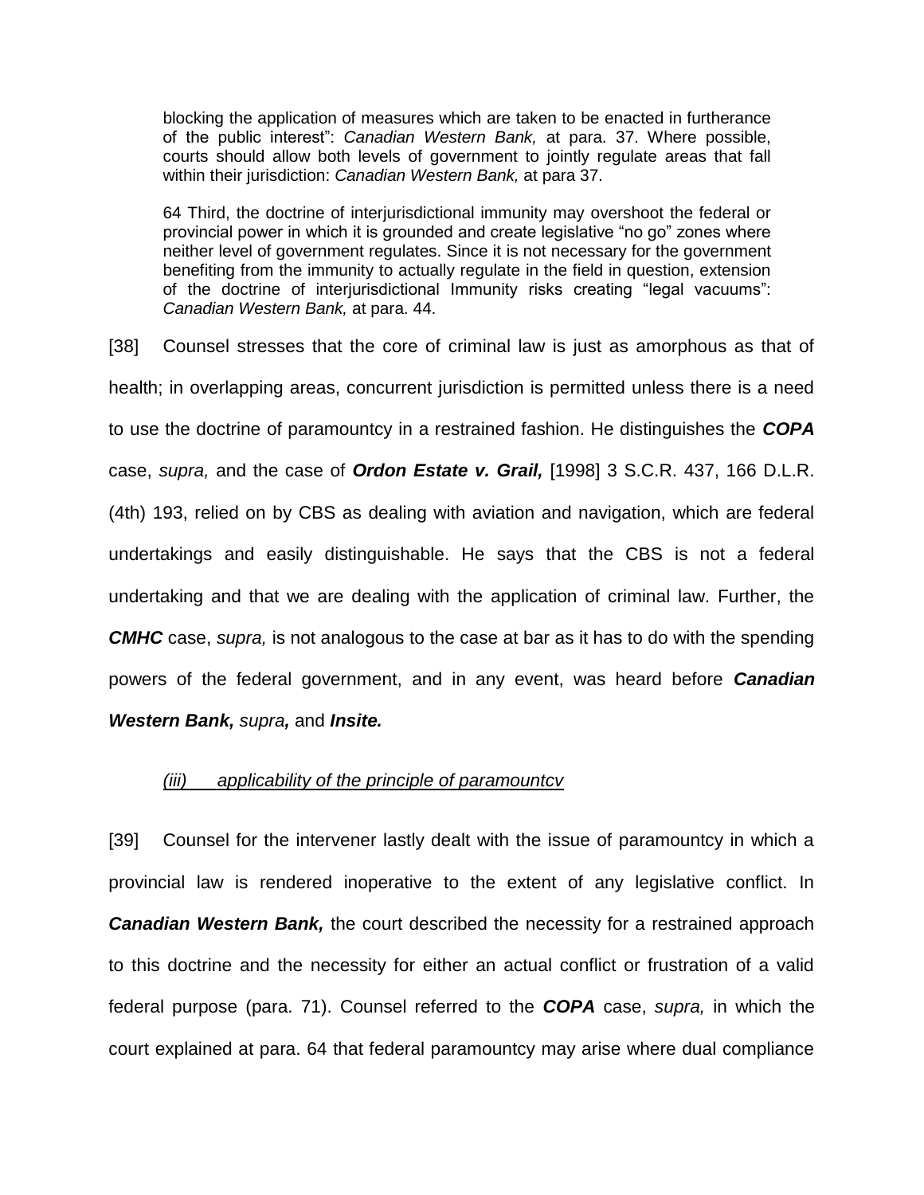> blocking the application of measures which are taken to be enacted in furtherance of the public interest": *Canadian Western Bank,* at para. 37. Where possible, courts should allow both levels of government to jointly regulate areas that fall within their jurisdiction: *Canadian Western Bank,* at para 37.
>
> 64 Third, the doctrine of interjurisdictional immunity may overshoot the federal or provincial power in which it is grounded and create legislative "no go" zones where neither level of government regulates. Since it is not necessary for the government benefiting from the immunity to actually regulate in the field in question, extension of the doctrine of interjurisdictional Immunity risks creating "legal vacuums": *Canadian Western Bank,* at para. 44.

[38] Counsel stresses that the core of criminal law is just as amorphous as that of health; in overlapping areas, concurrent jurisdiction is permitted unless there is a need to use the doctrine of paramountcy in a restrained fashion. He distinguishes the ***COPA*** case, *supra,* and the case of ***Ordon Estate v. Grail,*** [1998] 3 S.C.R. 437, 166 D.L.R. (4th) 193, relied on by CBS as dealing with aviation and navigation, which are federal undertakings and easily distinguishable. He says that the CBS is not a federal undertaking and that we are dealing with the application of criminal law. Further, the ***CMHC*** case, *supra,* is not analogous to the case at bar as it has to do with the spending powers of the federal government, and in any event, was heard before ***Canadian Western Bank,*** *supra**,*** and ***Insite.***

*(iii) applicability of the principle of paramountcv*

[39] Counsel for the intervener lastly dealt with the issue of paramountcy in which a provincial law is rendered inoperative to the extent of any legislative conflict. In ***Canadian Western Bank,*** the court described the necessity for a restrained approach to this doctrine and the necessity for either an actual conflict or frustration of a valid federal purpose (para. 71). Counsel referred to the ***COPA*** case, *supra,* in which the court explained at para. 64 that federal paramountcy may arise where dual compliance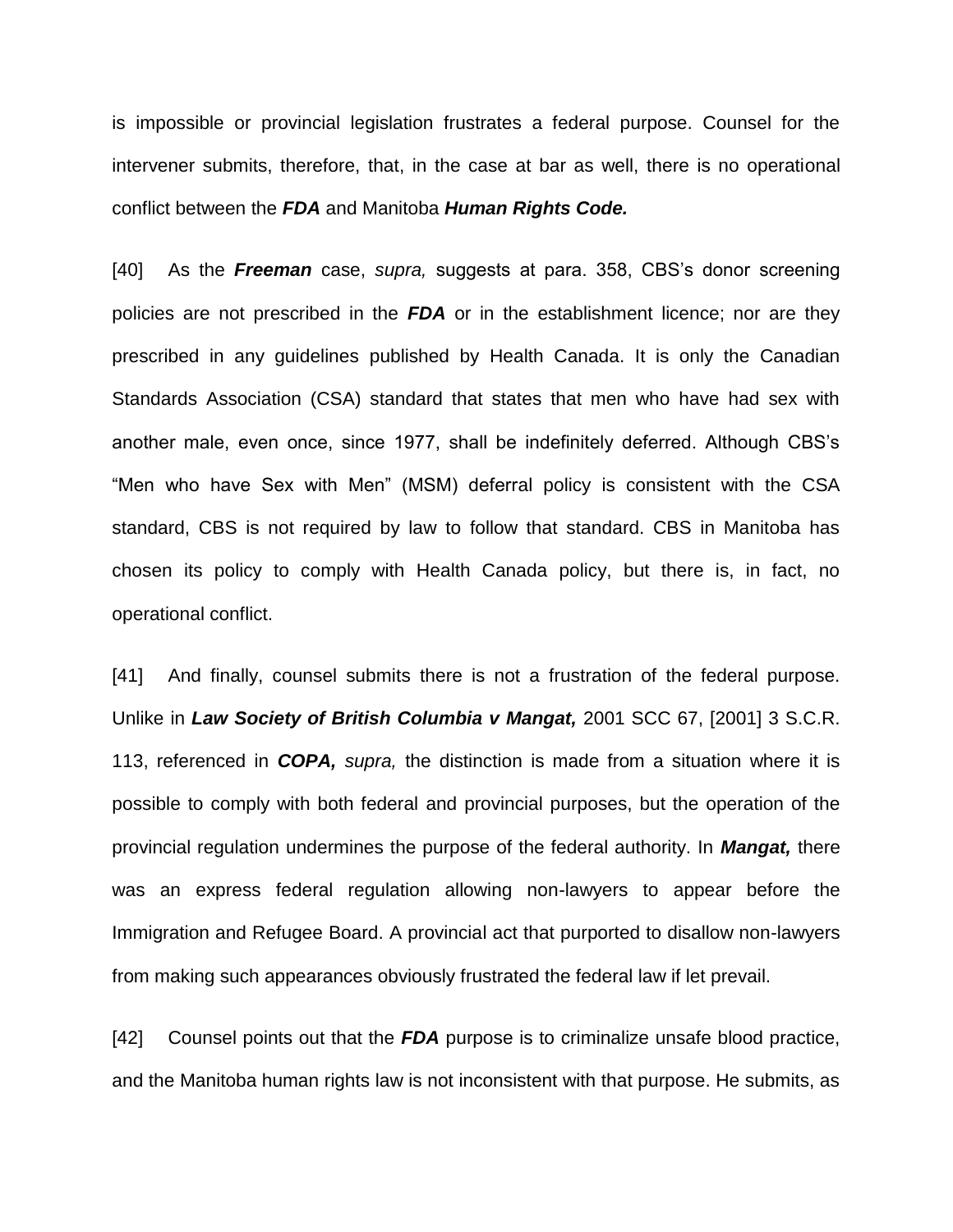is impossible or provincial legislation frustrates a federal purpose. Counsel for the intervener submits, therefore, that, in the case at bar as well, there is no operational conflict between the ***FDA*** and Manitoba ***Human Rights Code.***

[40] As the ***Freeman*** case, *supra,* suggests at para. 358, CBS's donor screening policies are not prescribed in the ***FDA*** or in the establishment licence; nor are they prescribed in any guidelines published by Health Canada. It is only the Canadian Standards Association (CSA) standard that states that men who have had sex with another male, even once, since 1977, shall be indefinitely deferred. Although CBS's "Men who have Sex with Men" (MSM) deferral policy is consistent with the CSA standard, CBS is not required by law to follow that standard. CBS in Manitoba has chosen its policy to comply with Health Canada policy, but there is, in fact, no operational conflict.

[41] And finally, counsel submits there is not a frustration of the federal purpose. Unlike in ***Law Society of British Columbia v Mangat,*** 2001 SCC 67, [2001] 3 S.C.R. 113, referenced in ***COPA,*** *supra,* the distinction is made from a situation where it is possible to comply with both federal and provincial purposes, but the operation of the provincial regulation undermines the purpose of the federal authority. In ***Mangat,*** there was an express federal regulation allowing non-lawyers to appear before the Immigration and Refugee Board. A provincial act that purported to disallow non-lawyers from making such appearances obviously frustrated the federal law if let prevail.

[42] Counsel points out that the ***FDA*** purpose is to criminalize unsafe blood practice, and the Manitoba human rights law is not inconsistent with that purpose. He submits, as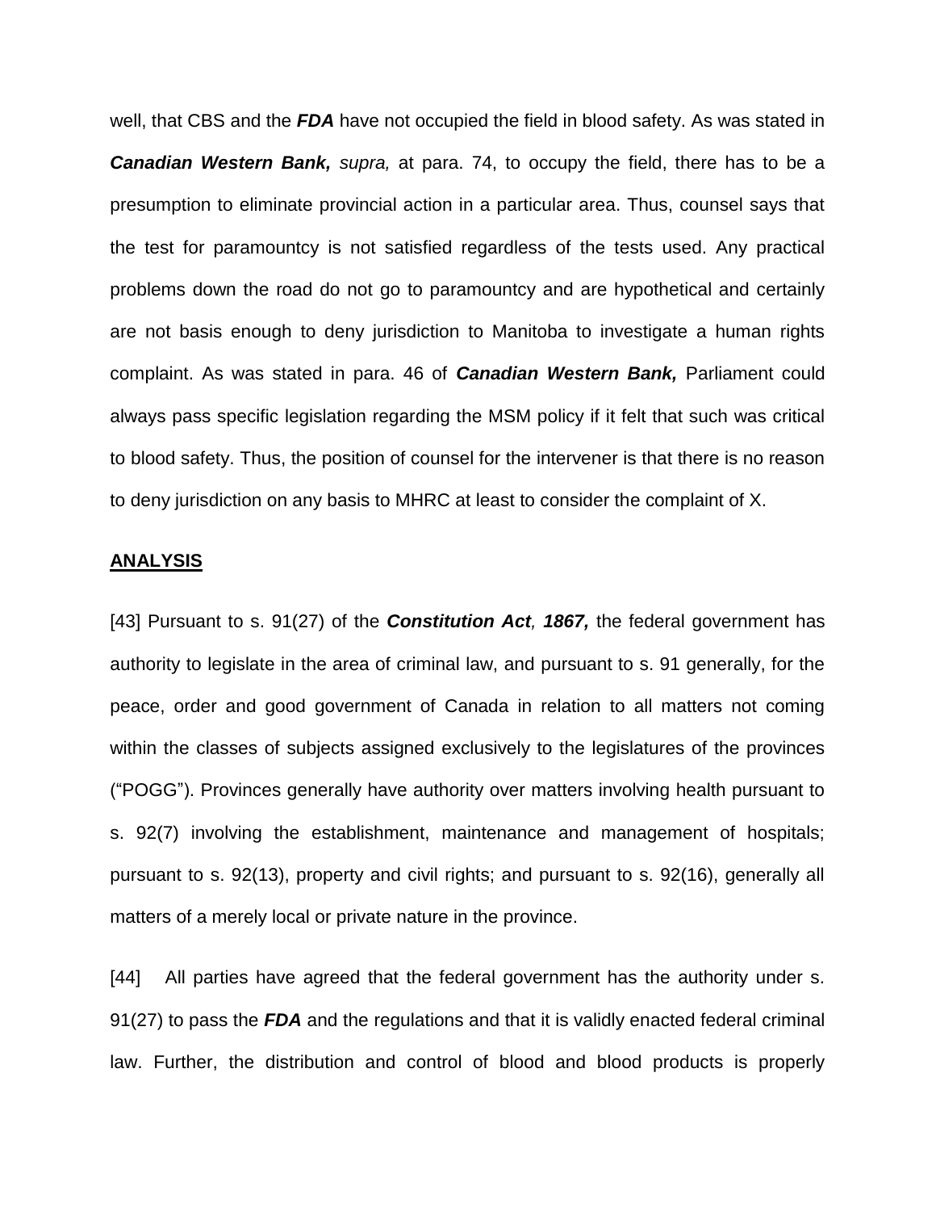well, that CBS and the ***FDA*** have not occupied the field in blood safety. As was stated in ***Canadian Western Bank,*** *supra,* at para. 74, to occupy the field, there has to be a presumption to eliminate provincial action in a particular area. Thus, counsel says that the test for paramountcy is not satisfied regardless of the tests used. Any practical problems down the road do not go to paramountcy and are hypothetical and certainly are not basis enough to deny jurisdiction to Manitoba to investigate a human rights complaint. As was stated in para. 46 of ***Canadian Western Bank,*** Parliament could always pass specific legislation regarding the MSM policy if it felt that such was critical to blood safety. Thus, the position of counsel for the intervener is that there is no reason to deny jurisdiction on any basis to MHRC at least to consider the complaint of X.

## ANALYSIS

[43] Pursuant to s. 91(27) of the ***Constitution Act, 1867,*** the federal government has authority to legislate in the area of criminal law, and pursuant to s. 91 generally, for the peace, order and good government of Canada in relation to all matters not coming within the classes of subjects assigned exclusively to the legislatures of the provinces ("POGG"). Provinces generally have authority over matters involving health pursuant to s. 92(7) involving the establishment, maintenance and management of hospitals; pursuant to s. 92(13), property and civil rights; and pursuant to s. 92(16), generally all matters of a merely local or private nature in the province.

[44] All parties have agreed that the federal government has the authority under s. 91(27) to pass the ***FDA*** and the regulations and that it is validly enacted federal criminal law. Further, the distribution and control of blood and blood products is properly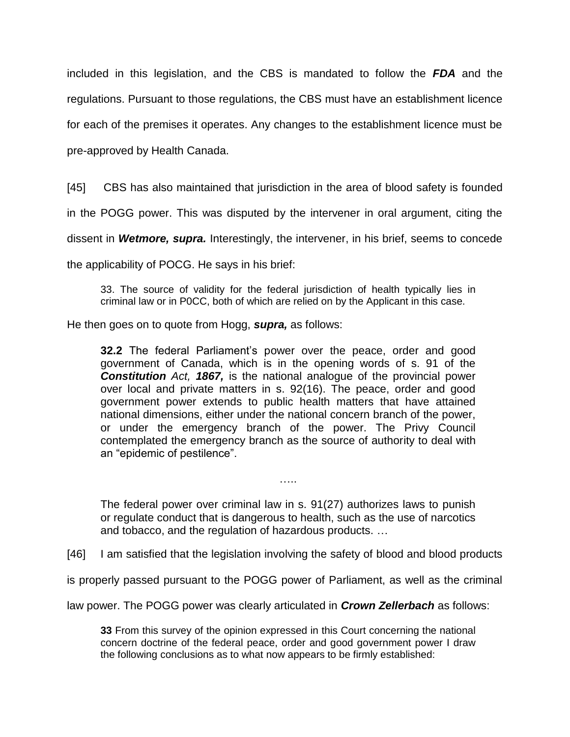included in this legislation, and the CBS is mandated to follow the ***FDA*** and the regulations. Pursuant to those regulations, the CBS must have an establishment licence for each of the premises it operates. Any changes to the establishment licence must be pre-approved by Health Canada.

[45] CBS has also maintained that jurisdiction in the area of blood safety is founded in the POGG power. This was disputed by the intervener in oral argument, citing the dissent in ***Wetmore, supra.*** Interestingly, the intervener, in his brief, seems to concede the applicability of POCG. He says in his brief:

> 33. The source of validity for the federal jurisdiction of health typically lies in criminal law or in P0CC, both of which are relied on by the Applicant in this case.

He then goes on to quote from Hogg, ***supra,*** as follows:

> **32.2** The federal Parliament's power over the peace, order and good government of Canada, which is in the opening words of s. 91 of the ***Constitution** Act, **1867,*** is the national analogue of the provincial power over local and private matters in s. 92(16). The peace, order and good government power extends to public health matters that have attained national dimensions, either under the national concern branch of the power, or under the emergency branch of the power. The Privy Council contemplated the emergency branch as the source of authority to deal with an "epidemic of pestilence".
>
> .....
>
> The federal power over criminal law in s. 91(27) authorizes laws to punish or regulate conduct that is dangerous to health, such as the use of narcotics and tobacco, and the regulation of hazardous products. …

[46] I am satisfied that the legislation involving the safety of blood and blood products is properly passed pursuant to the POGG power of Parliament, as well as the criminal law power. The POGG power was clearly articulated in ***Crown Zellerbach*** as follows:

> **33** From this survey of the opinion expressed in this Court concerning the national concern doctrine of the federal peace, order and good government power I draw the following conclusions as to what now appears to be firmly established: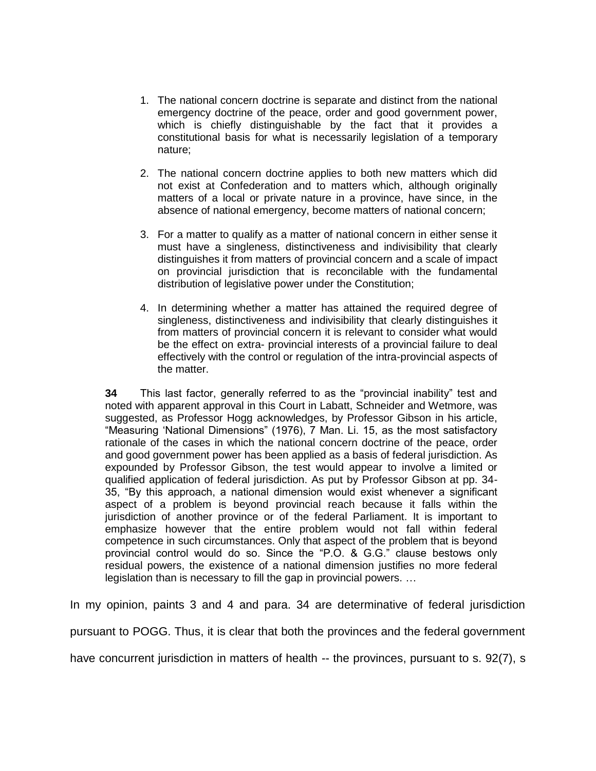1. The national concern doctrine is separate and distinct from the national emergency doctrine of the peace, order and good government power, which is chiefly distinguishable by the fact that it provides a constitutional basis for what is necessarily legislation of a temporary nature;

2. The national concern doctrine applies to both new matters which did not exist at Confederation and to matters which, although originally matters of a local or private nature in a province, have since, in the absence of national emergency, become matters of national concern;

3. For a matter to qualify as a matter of national concern in either sense it must have a singleness, distinctiveness and indivisibility that clearly distinguishes it from matters of provincial concern and a scale of impact on provincial jurisdiction that is reconcilable with the fundamental distribution of legislative power under the Constitution;

4. In determining whether a matter has attained the required degree of singleness, distinctiveness and indivisibility that clearly distinguishes it from matters of provincial concern it is relevant to consider what would be the effect on extra- provincial interests of a provincial failure to deal effectively with the control or regulation of the intra-provincial aspects of the matter.

> **34** This last factor, generally referred to as the "provincial inability" test and noted with apparent approval in this Court in Labatt, Schneider and Wetmore, was suggested, as Professor Hogg acknowledges, by Professor Gibson in his article, "Measuring 'National Dimensions" (1976), 7 Man. Li. 15, as the most satisfactory rationale of the cases in which the national concern doctrine of the peace, order and good government power has been applied as a basis of federal jurisdiction. As expounded by Professor Gibson, the test would appear to involve a limited or qualified application of federal jurisdiction. As put by Professor Gibson at pp. 34-35, "By this approach, a national dimension would exist whenever a significant aspect of a problem is beyond provincial reach because it falls within the jurisdiction of another province or of the federal Parliament. It is important to emphasize however that the entire problem would not fall within federal competence in such circumstances. Only that aspect of the problem that is beyond provincial control would do so. Since the "P.O. & G.G." clause bestows only residual powers, the existence of a national dimension justifies no more federal legislation than is necessary to fill the gap in provincial powers. …

In my opinion, paints 3 and 4 and para. 34 are determinative of federal jurisdiction pursuant to POGG. Thus, it is clear that both the provinces and the federal government have concurrent jurisdiction in matters of health -- the provinces, pursuant to s. 92(7), s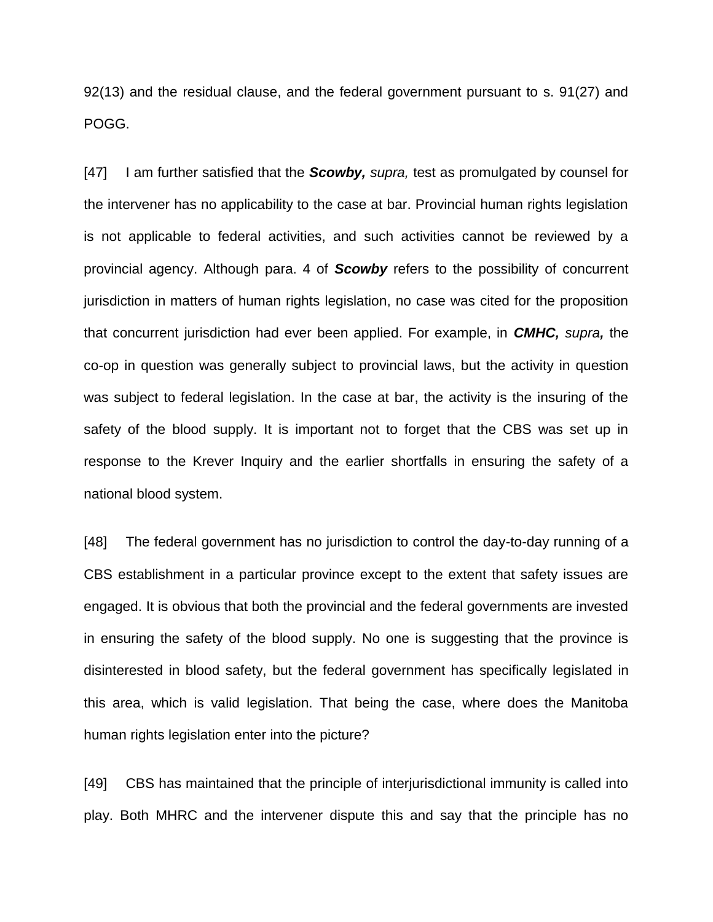92(13) and the residual clause, and the federal government pursuant to s. 91(27) and POGG.

[47] I am further satisfied that the ***Scowby,*** *supra,* test as promulgated by counsel for the intervener has no applicability to the case at bar. Provincial human rights legislation is not applicable to federal activities, and such activities cannot be reviewed by a provincial agency. Although para. 4 of ***Scowby*** refers to the possibility of concurrent jurisdiction in matters of human rights legislation, no case was cited for the proposition that concurrent jurisdiction had ever been applied. For example, in ***CMHC,*** *supra,* the co-op in question was generally subject to provincial laws, but the activity in question was subject to federal legislation. In the case at bar, the activity is the insuring of the safety of the blood supply. It is important not to forget that the CBS was set up in response to the Krever Inquiry and the earlier shortfalls in ensuring the safety of a national blood system.

[48] The federal government has no jurisdiction to control the day-to-day running of a CBS establishment in a particular province except to the extent that safety issues are engaged. It is obvious that both the provincial and the federal governments are invested in ensuring the safety of the blood supply. No one is suggesting that the province is disinterested in blood safety, but the federal government has specifically legislated in this area, which is valid legislation. That being the case, where does the Manitoba human rights legislation enter into the picture?

[49] CBS has maintained that the principle of interjurisdictional immunity is called into play. Both MHRC and the intervener dispute this and say that the principle has no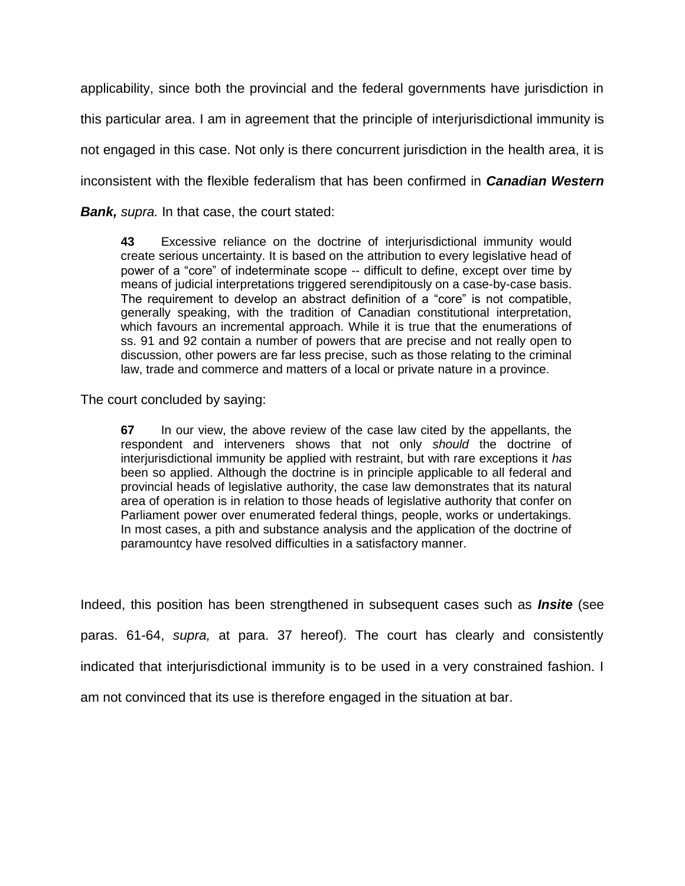applicability, since both the provincial and the federal governments have jurisdiction in this particular area. I am in agreement that the principle of interjurisdictional immunity is not engaged in this case. Not only is there concurrent jurisdiction in the health area, it is inconsistent with the flexible federalism that has been confirmed in ***Canadian Western Bank,*** *supra.* In that case, the court stated:

> **43** Excessive reliance on the doctrine of interjurisdictional immunity would create serious uncertainty. It is based on the attribution to every legislative head of power of a "core" of indeterminate scope -- difficult to define, except over time by means of judicial interpretations triggered serendipitously on a case-by-case basis. The requirement to develop an abstract definition of a "core" is not compatible, generally speaking, with the tradition of Canadian constitutional interpretation, which favours an incremental approach. While it is true that the enumerations of ss. 91 and 92 contain a number of powers that are precise and not really open to discussion, other powers are far less precise, such as those relating to the criminal law, trade and commerce and matters of a local or private nature in a province.

The court concluded by saying:

> **67** In our view, the above review of the case law cited by the appellants, the respondent and interveners shows that not only *should* the doctrine of interjurisdictional immunity be applied with restraint, but with rare exceptions it *has* been so applied. Although the doctrine is in principle applicable to all federal and provincial heads of legislative authority, the case law demonstrates that its natural area of operation is in relation to those heads of legislative authority that confer on Parliament power over enumerated federal things, people, works or undertakings. In most cases, a pith and substance analysis and the application of the doctrine of paramountcy have resolved difficulties in a satisfactory manner.

Indeed, this position has been strengthened in subsequent cases such as ***Insite*** (see paras. 61-64, *supra,* at para. 37 hereof). The court has clearly and consistently indicated that interjurisdictional immunity is to be used in a very constrained fashion. I am not convinced that its use is therefore engaged in the situation at bar.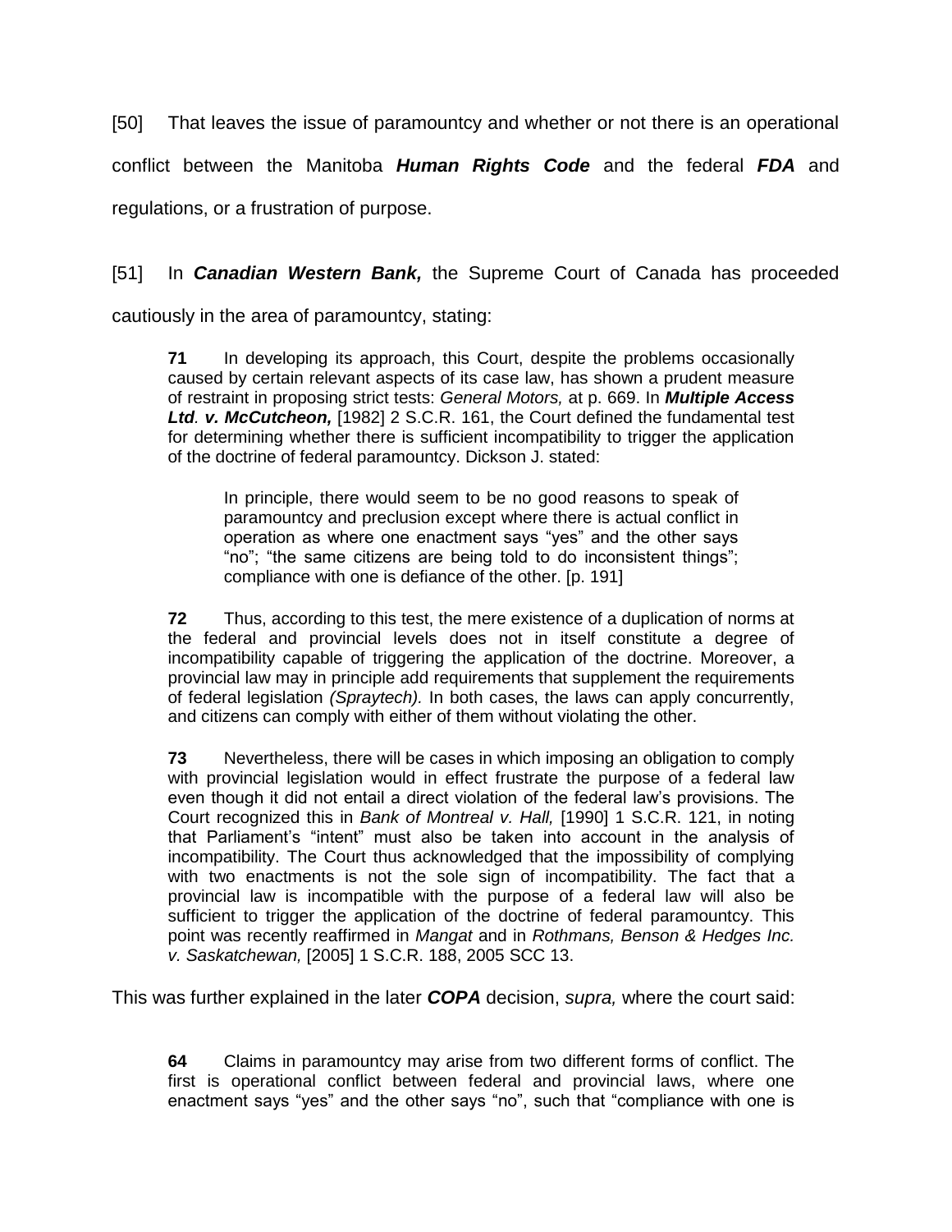[50] That leaves the issue of paramountcy and whether or not there is an operational conflict between the Manitoba ***Human Rights Code*** and the federal ***FDA*** and regulations, or a frustration of purpose.

[51] In ***Canadian Western Bank,*** the Supreme Court of Canada has proceeded cautiously in the area of paramountcy, stating:

> **71** In developing its approach, this Court, despite the problems occasionally caused by certain relevant aspects of its case law, has shown a prudent measure of restraint in proposing strict tests: *General Motors,* at p. 669. In ***Multiple Access Ltd. v. McCutcheon,*** [1982] 2 S.C.R. 161, the Court defined the fundamental test for determining whether there is sufficient incompatibility to trigger the application of the doctrine of federal paramountcy. Dickson J. stated:
>
> > In principle, there would seem to be no good reasons to speak of paramountcy and preclusion except where there is actual conflict in operation as where one enactment says "yes" and the other says "no"; "the same citizens are being told to do inconsistent things"; compliance with one is defiance of the other. [p. 191]
>
> **72** Thus, according to this test, the mere existence of a duplication of norms at the federal and provincial levels does not in itself constitute a degree of incompatibility capable of triggering the application of the doctrine. Moreover, a provincial law may in principle add requirements that supplement the requirements of federal legislation *(Spraytech).* In both cases, the laws can apply concurrently, and citizens can comply with either of them without violating the other.
>
> **73** Nevertheless, there will be cases in which imposing an obligation to comply with provincial legislation would in effect frustrate the purpose of a federal law even though it did not entail a direct violation of the federal law's provisions. The Court recognized this in *Bank of Montreal v. Hall,* [1990] 1 S.C.R. 121, in noting that Parliament's "intent" must also be taken into account in the analysis of incompatibility. The Court thus acknowledged that the impossibility of complying with two enactments is not the sole sign of incompatibility. The fact that a provincial law is incompatible with the purpose of a federal law will also be sufficient to trigger the application of the doctrine of federal paramountcy. This point was recently reaffirmed in *Mangat* and in *Rothmans, Benson & Hedges Inc. v. Saskatchewan,* [2005] 1 S.C.R. 188, 2005 SCC 13.

This was further explained in the later ***COPA*** decision, *supra,* where the court said:

> **64** Claims in paramountcy may arise from two different forms of conflict. The first is operational conflict between federal and provincial laws, where one enactment says "yes" and the other says "no", such that "compliance with one is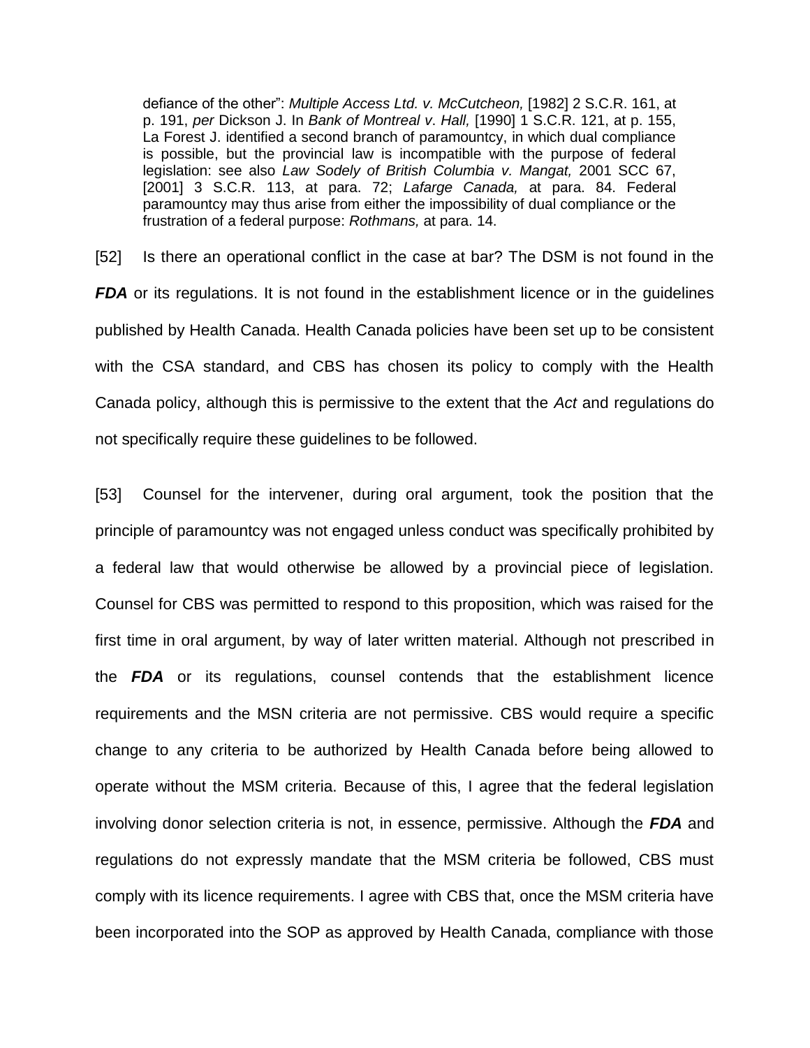defiance of the other": *Multiple Access Ltd. v. McCutcheon,* [1982] 2 S.C.R. 161, at p. 191, *per* Dickson J. In *Bank of Montreal v. Hall,* [1990] 1 S.C.R. 121, at p. 155, La Forest J. identified a second branch of paramountcy, in which dual compliance is possible, but the provincial law is incompatible with the purpose of federal legislation: see also *Law Sodely of British Columbia v. Mangat,* 2001 SCC 67, [2001] 3 S.C.R. 113, at para. 72; *Lafarge Canada,* at para. 84. Federal paramountcy may thus arise from either the impossibility of dual compliance or the frustration of a federal purpose: *Rothmans,* at para. 14.

[52] Is there an operational conflict in the case at bar? The DSM is not found in the ***FDA*** or its regulations. It is not found in the establishment licence or in the guidelines published by Health Canada. Health Canada policies have been set up to be consistent with the CSA standard, and CBS has chosen its policy to comply with the Health Canada policy, although this is permissive to the extent that the *Act* and regulations do not specifically require these guidelines to be followed.

[53] Counsel for the intervener, during oral argument, took the position that the principle of paramountcy was not engaged unless conduct was specifically prohibited by a federal law that would otherwise be allowed by a provincial piece of legislation. Counsel for CBS was permitted to respond to this proposition, which was raised for the first time in oral argument, by way of later written material. Although not prescribed in the ***FDA*** or its regulations, counsel contends that the establishment licence requirements and the MSN criteria are not permissive. CBS would require a specific change to any criteria to be authorized by Health Canada before being allowed to operate without the MSM criteria. Because of this, I agree that the federal legislation involving donor selection criteria is not, in essence, permissive. Although the ***FDA*** and regulations do not expressly mandate that the MSM criteria be followed, CBS must comply with its licence requirements. I agree with CBS that, once the MSM criteria have been incorporated into the SOP as approved by Health Canada, compliance with those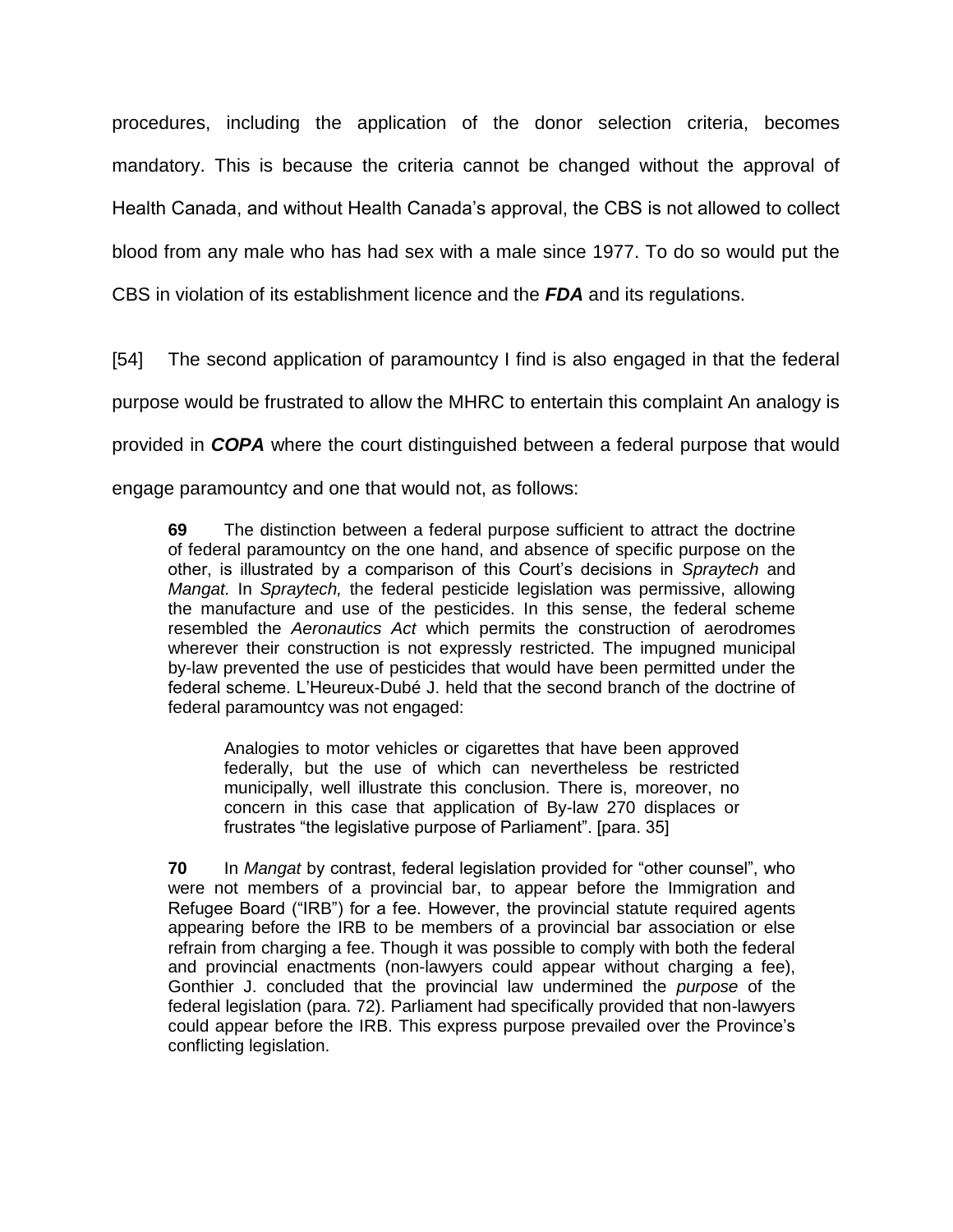procedures, including the application of the donor selection criteria, becomes mandatory. This is because the criteria cannot be changed without the approval of Health Canada, and without Health Canada's approval, the CBS is not allowed to collect blood from any male who has had sex with a male since 1977. To do so would put the CBS in violation of its establishment licence and the ***FDA*** and its regulations.

[54] The second application of paramountcy I find is also engaged in that the federal purpose would be frustrated to allow the MHRC to entertain this complaint An analogy is provided in ***COPA*** where the court distinguished between a federal purpose that would engage paramountcy and one that would not, as follows:

> **69** The distinction between a federal purpose sufficient to attract the doctrine of federal paramountcy on the one hand, and absence of specific purpose on the other, is illustrated by a comparison of this Court's decisions in *Spraytech* and *Mangat.* In *Spraytech,* the federal pesticide legislation was permissive, allowing the manufacture and use of the pesticides. In this sense, the federal scheme resembled the *Aeronautics Act* which permits the construction of aerodromes wherever their construction is not expressly restricted. The impugned municipal by-law prevented the use of pesticides that would have been permitted under the federal scheme. L'Heureux-Dubé J. held that the second branch of the doctrine of federal paramountcy was not engaged:
>
> > Analogies to motor vehicles or cigarettes that have been approved federally, but the use of which can nevertheless be restricted municipally, well illustrate this conclusion. There is, moreover, no concern in this case that application of By-law 270 displaces or frustrates "the legislative purpose of Parliament". [para. 35]
>
> **70** In *Mangat* by contrast, federal legislation provided for "other counsel", who were not members of a provincial bar, to appear before the Immigration and Refugee Board ("IRB") for a fee. However, the provincial statute required agents appearing before the IRB to be members of a provincial bar association or else refrain from charging a fee. Though it was possible to comply with both the federal and provincial enactments (non-lawyers could appear without charging a fee), Gonthier J. concluded that the provincial law undermined the *purpose* of the federal legislation (para. 72). Parliament had specifically provided that non-lawyers could appear before the IRB. This express purpose prevailed over the Province's conflicting legislation.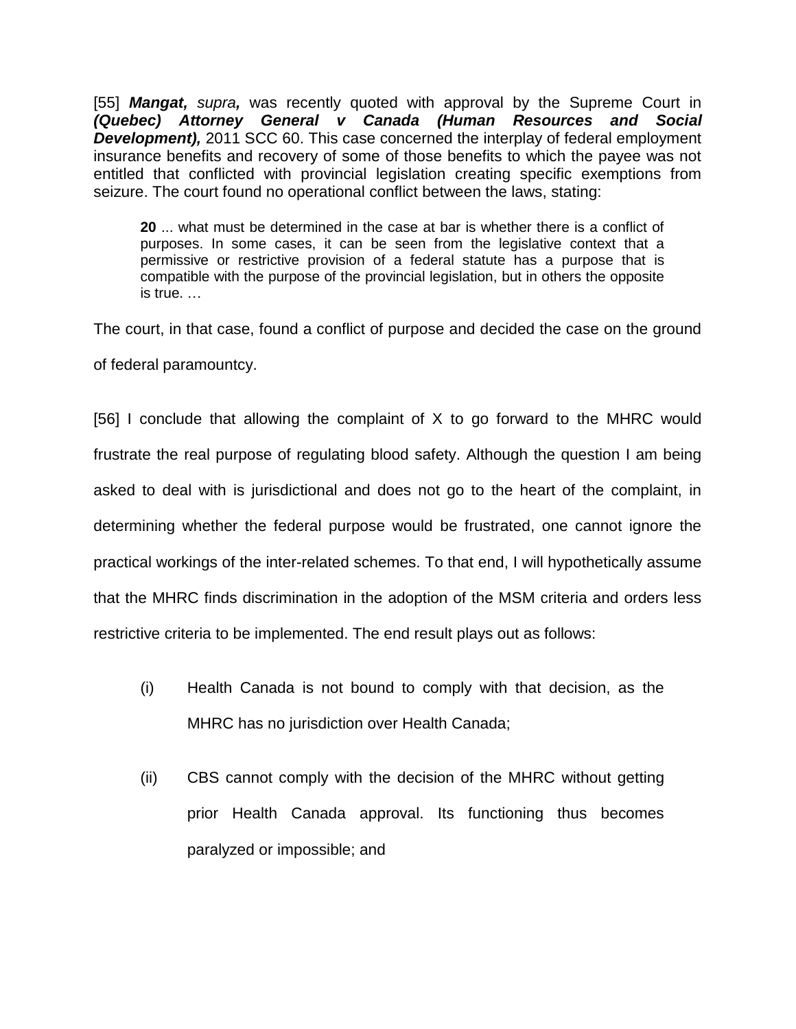[55] ***Mangat,*** *supra,* was recently quoted with approval by the Supreme Court in ***(Quebec) Attorney General v Canada (Human Resources and Social Development),*** 2011 SCC 60. This case concerned the interplay of federal employment insurance benefits and recovery of some of those benefits to which the payee was not entitled that conflicted with provincial legislation creating specific exemptions from seizure. The court found no operational conflict between the laws, stating:

> **20** ... what must be determined in the case at bar is whether there is a conflict of purposes. In some cases, it can be seen from the legislative context that a permissive or restrictive provision of a federal statute has a purpose that is compatible with the purpose of the provincial legislation, but in others the opposite is true. …

The court, in that case, found a conflict of purpose and decided the case on the ground of federal paramountcy.

[56] I conclude that allowing the complaint of X to go forward to the MHRC would frustrate the real purpose of regulating blood safety. Although the question I am being asked to deal with is jurisdictional and does not go to the heart of the complaint, in determining whether the federal purpose would be frustrated, one cannot ignore the practical workings of the inter-related schemes. To that end, I will hypothetically assume that the MHRC finds discrimination in the adoption of the MSM criteria and orders less restrictive criteria to be implemented. The end result plays out as follows:

(i) Health Canada is not bound to comply with that decision, as the MHRC has no jurisdiction over Health Canada;

(ii) CBS cannot comply with the decision of the MHRC without getting prior Health Canada approval. Its functioning thus becomes paralyzed or impossible; and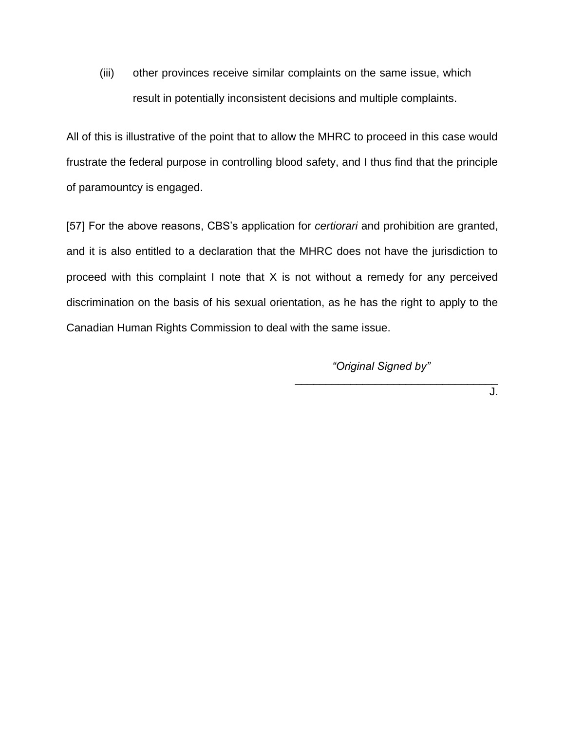(iii) other provinces receive similar complaints on the same issue, which result in potentially inconsistent decisions and multiple complaints.

All of this is illustrative of the point that to allow the MHRC to proceed in this case would frustrate the federal purpose in controlling blood safety, and I thus find that the principle of paramountcy is engaged.

[57] For the above reasons, CBS's application for *certiorari* and prohibition are granted, and it is also entitled to a declaration that the MHRC does not have the jurisdiction to proceed with this complaint I note that X is not without a remedy for any perceived discrimination on the basis of his sexual orientation, as he has the right to apply to the Canadian Human Rights Commission to deal with the same issue.

*"Original Signed by"*

________________________________

J.